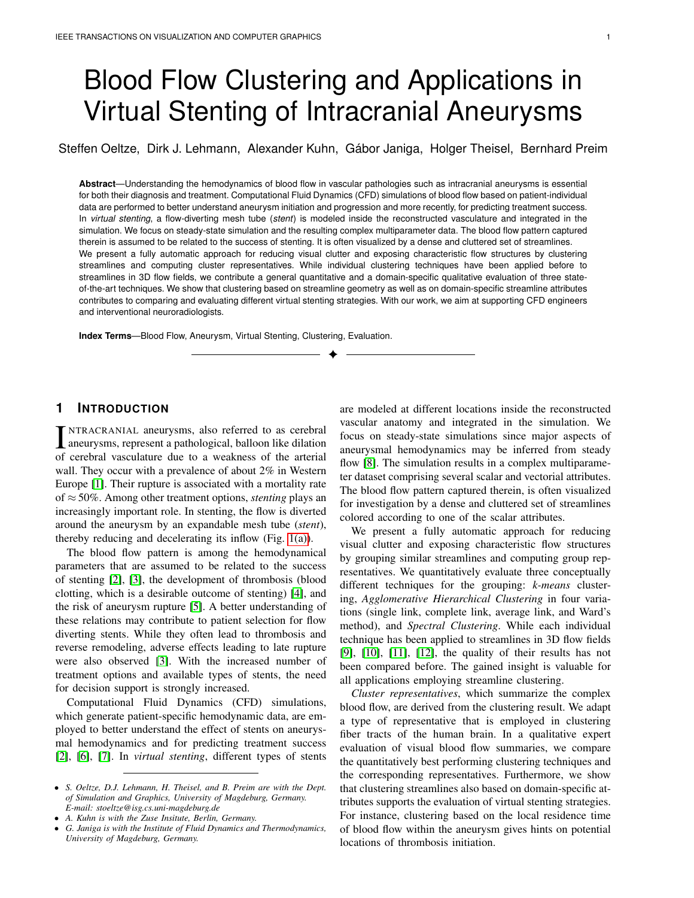# Blood Flow Clustering and Applications in Virtual Stenting of Intracranial Aneurysms

Steffen Oeltze, Dirk J. Lehmann, Alexander Kuhn, Gábor Janiga, Holger Theisel, Bernhard Preim

**Abstract**—Understanding the hemodynamics of blood flow in vascular pathologies such as intracranial aneurysms is essential for both their diagnosis and treatment. Computational Fluid Dynamics (CFD) simulations of blood flow based on patient-individual data are performed to better understand aneurysm initiation and progression and more recently, for predicting treatment success. In *virtual stenting*, a flow-diverting mesh tube (*stent*) is modeled inside the reconstructed vasculature and integrated in the simulation. We focus on steady-state simulation and the resulting complex multiparameter data. The blood flow pattern captured therein is assumed to be related to the success of stenting. It is often visualized by a dense and cluttered set of streamlines.
We present a fully automatic approach for reducing visual clutter and exposing characteristic flow structures by clustering streamlines and computing cluster representatives. While individual clustering techniques have been applied before to streamlines in 3D flow fields, we contribute a general quantitative and a domain-specific qualitative evaluation of three state-of-the-art techniques. We show that clustering based on streamline geometry as well as on domain-specific streamline attributes contributes to comparing and evaluating different virtual stenting strategies. With our work, we aim at supporting CFD engineers and interventional neuroradiologists.

**Index Terms**—Blood Flow, Aneurysm, Virtual Stenting, Clustering, Evaluation.

## 1 Introduction

Intracranial aneurysms, also referred to as cerebral aneurysms, represent a pathological, balloon like dilation of cerebral vasculature due to a weakness of the arterial wall. They occur with a prevalence of about 2% in Western Europe [1]. Their rupture is associated with a mortality rate of $\approx 50\%$. Among other treatment options, *stenting* plays an increasingly important role. In stenting, the flow is diverted around the aneurysm by an expandable mesh tube (*stent*), thereby reducing and decelerating its inflow (Fig. 1(a)).

The blood flow pattern is among the hemodynamical parameters that are assumed to be related to the success of stenting [2], [3], the development of thrombosis (blood clotting, which is a desirable outcome of stenting) [4], and the risk of aneurysm rupture [5]. A better understanding of these relations may contribute to patient selection for flow diverting stents. While they often lead to thrombosis and reverse remodeling, adverse effects leading to late rupture were also observed [3]. With the increased number of treatment options and available types of stents, the need for decision support is strongly increased.

Computational Fluid Dynamics (CFD) simulations, which generate patient-specific hemodynamic data, are employed to better understand the effect of stents on aneurysmal hemodynamics and for predicting treatment success [2], [6], [7]. In *virtual stenting*, different types of stents are modeled at different locations inside the reconstructed vascular anatomy and integrated in the simulation. We focus on steady-state simulations since major aspects of aneurysmal hemodynamics may be inferred from steady flow [8]. The simulation results in a complex multiparameter dataset comprising several scalar and vectorial attributes. The blood flow pattern captured therein, is often visualized for investigation by a dense and cluttered set of streamlines colored according to one of the scalar attributes.

We present a fully automatic approach for reducing visual clutter and exposing characteristic flow structures by grouping similar streamlines and computing group representatives. We quantitatively evaluate three conceptually different techniques for the grouping: *k-means* clustering, *Agglomerative Hierarchical Clustering* in four variations (single link, complete link, average link, and Ward's method), and *Spectral Clustering*. While each individual technique has been applied to streamlines in 3D flow fields [9], [10], [11], [12], the quality of their results has not been compared before. The gained insight is valuable for all applications employing streamline clustering.

*Cluster representatives*, which summarize the complex blood flow, are derived from the clustering result. We adapt a type of representative that is employed in clustering fiber tracts of the human brain. In a qualitative expert evaluation of visual blood flow summaries, we compare the quantitatively best performing clustering techniques and the corresponding representatives. Furthermore, we show that clustering streamlines also based on domain-specific attributes supports the evaluation of virtual stenting strategies. For instance, clustering based on the local residence time of blood flow within the aneurysm gives hints on potential locations of thrombosis initiation.

- *S. Oeltze, D.J. Lehmann, H. Theisel, and B. Preim are with the Dept. of Simulation and Graphics, University of Magdeburg, Germany. E-mail: stoeltze@isg.cs.uni-magdeburg.de*
- *A. Kuhn is with the Zuse Insitute, Berlin, Germany.*
- *G. Janiga is with the Institute of Fluid Dynamics and Thermodynamics, University of Magdeburg, Germany.*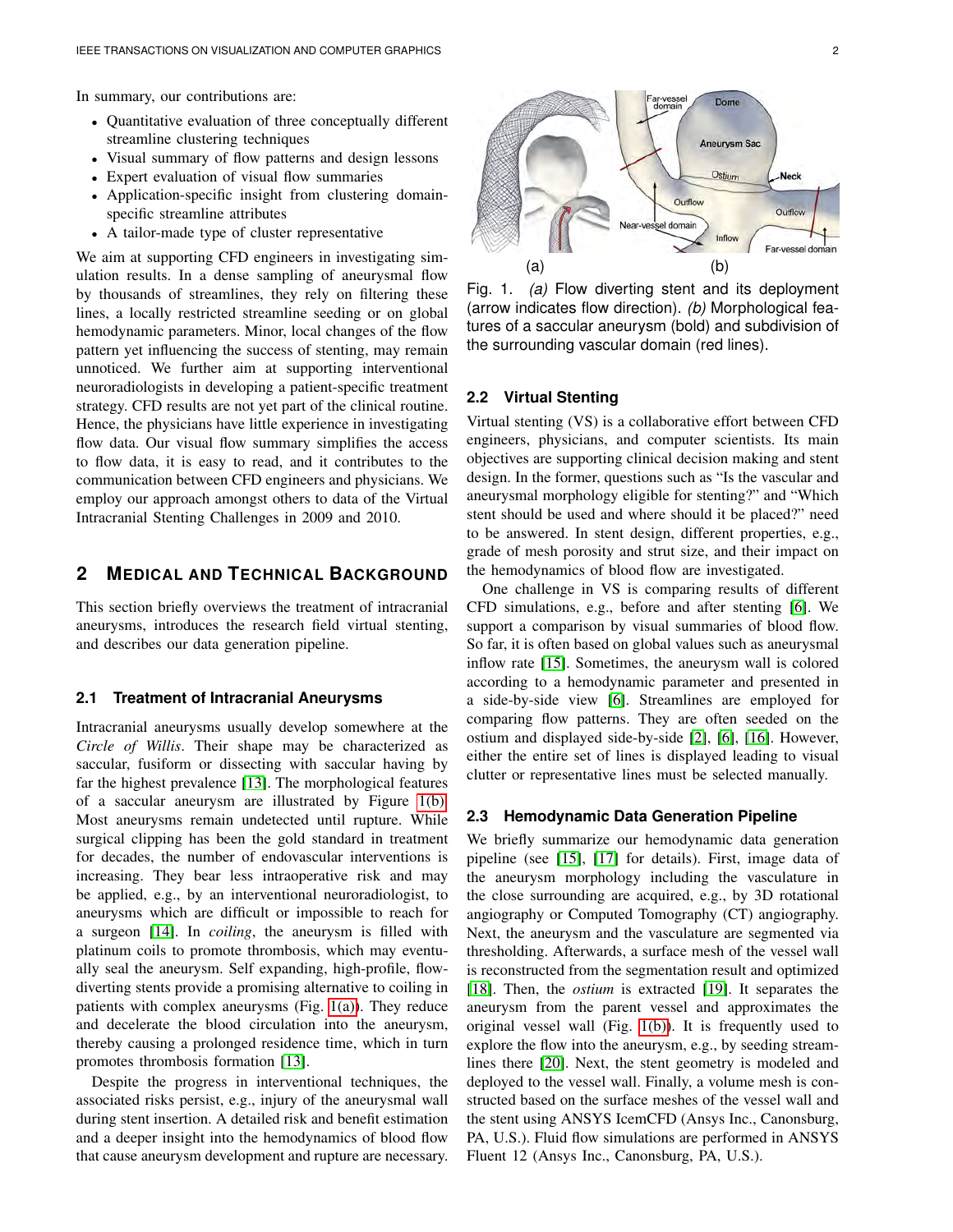In summary, our contributions are:

- Quantitative evaluation of three conceptually different streamline clustering techniques
- Visual summary of flow patterns and design lessons
- Expert evaluation of visual flow summaries
- Application-specific insight from clustering domain-specific streamline attributes
- A tailor-made type of cluster representative

We aim at supporting CFD engineers in investigating simulation results. In a dense sampling of aneurysmal flow by thousands of streamlines, they rely on filtering these lines, a locally restricted streamline seeding or on global hemodynamic parameters. Minor, local changes of the flow pattern yet influencing the success of stenting, may remain unnoticed. We further aim at supporting interventional neuroradiologists in developing a patient-specific treatment strategy. CFD results are not yet part of the clinical routine. Hence, the physicians have little experience in investigating flow data. Our visual flow summary simplifies the access to flow data, it is easy to read, and it contributes to the communication between CFD engineers and physicians. We employ our approach amongst others to data of the Virtual Intracranial Stenting Challenges in 2009 and 2010.

## 2 Medical and Technical Background

This section briefly overviews the treatment of intracranial aneurysms, introduces the research field virtual stenting, and describes our data generation pipeline.

### 2.1 Treatment of Intracranial Aneurysms

Intracranial aneurysms usually develop somewhere at the *Circle of Willis*. Their shape may be characterized as saccular, fusiform or dissecting with saccular having by far the highest prevalence [13]. The morphological features of a saccular aneurysm are illustrated by Figure 1(b). Most aneurysms remain undetected until rupture. While surgical clipping has been the gold standard in treatment for decades, the number of endovascular interventions is increasing. They bear less intraoperative risk and may be applied, e.g., by an interventional neuroradiologist, to aneurysms which are difficult or impossible to reach for a surgeon [14]. In *coiling*, the aneurysm is filled with platinum coils to promote thrombosis, which may eventually seal the aneurysm. Self expanding, high-profile, flow-diverting stents provide a promising alternative to coiling in patients with complex aneurysms (Fig. 1(a)). They reduce and decelerate the blood circulation into the aneurysm, thereby causing a prolonged residence time, which in turn promotes thrombosis formation [13].

Despite the progress in interventional techniques, the associated risks persist, e.g., injury of the aneurysmal wall during stent insertion. A detailed risk and benefit estimation and a deeper insight into the hemodynamics of blood flow that cause aneurysm development and rupture are necessary.

Fig. 1. *(a)* Flow diverting stent and its deployment (arrow indicates flow direction). *(b)* Morphological features of a saccular aneurysm (bold) and subdivision of the surrounding vascular domain (red lines).

### 2.2 Virtual Stenting

Virtual stenting (VS) is a collaborative effort between CFD engineers, physicians, and computer scientists. Its main objectives are supporting clinical decision making and stent design. In the former, questions such as "Is the vascular and aneurysmal morphology eligible for stenting?" and "Which stent should be used and where should it be placed?" need to be answered. In stent design, different properties, e.g., grade of mesh porosity and strut size, and their impact on the hemodynamics of blood flow are investigated.

One challenge in VS is comparing results of different CFD simulations, e.g., before and after stenting [6]. We support a comparison by visual summaries of blood flow. So far, it is often based on global values such as aneurysmal inflow rate [15]. Sometimes, the aneurysm wall is colored according to a hemodynamic parameter and presented in a side-by-side view [6]. Streamlines are employed for comparing flow patterns. They are often seeded on the ostium and displayed side-by-side [2], [6], [16]. However, either the entire set of lines is displayed leading to visual clutter or representative lines must be selected manually.

### 2.3 Hemodynamic Data Generation Pipeline

We briefly summarize our hemodynamic data generation pipeline (see [15], [17] for details). First, image data of the aneurysm morphology including the vasculature in the close surrounding are acquired, e.g., by 3D rotational angiography or Computed Tomography (CT) angiography. Next, the aneurysm and the vasculature are segmented via thresholding. Afterwards, a surface mesh of the vessel wall is reconstructed from the segmentation result and optimized [18]. Then, the *ostium* is extracted [19]. It separates the aneurysm from the parent vessel and approximates the original vessel wall (Fig. 1(b)). It is frequently used to explore the flow into the aneurysm, e.g., by seeding streamlines there [20]. Next, the stent geometry is modeled and deployed to the vessel wall. Finally, a volume mesh is constructed based on the surface meshes of the vessel wall and the stent using ANSYS IcemCFD (Ansys Inc., Canonsburg, PA, U.S.). Fluid flow simulations are performed in ANSYS Fluent 12 (Ansys Inc., Canonsburg, PA, U.S.).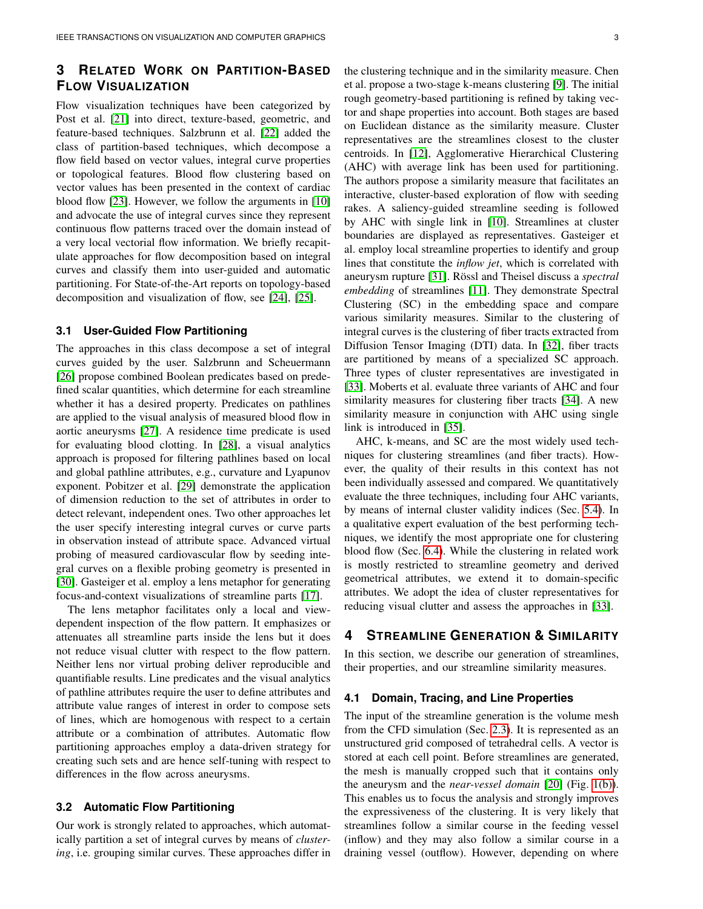## 3 Related Work on Partition-Based Flow Visualization

Flow visualization techniques have been categorized by Post et al. [21] into direct, texture-based, geometric, and feature-based techniques. Salzbrunn et al. [22] added the class of partition-based techniques, which decompose a flow field based on vector values, integral curve properties or topological features. Blood flow clustering based on vector values has been presented in the context of cardiac blood flow [23]. However, we follow the arguments in [10] and advocate the use of integral curves since they represent continuous flow patterns traced over the domain instead of a very local vectorial flow information. We briefly recapitulate approaches for flow decomposition based on integral curves and classify them into user-guided and automatic partitioning. For State-of-the-Art reports on topology-based decomposition and visualization of flow, see [24], [25].

### 3.1 User-Guided Flow Partitioning

The approaches in this class decompose a set of integral curves guided by the user. Salzbrunn and Scheuermann [26] propose combined Boolean predicates based on predefined scalar quantities, which determine for each streamline whether it has a desired property. Predicates on pathlines are applied to the visual analysis of measured blood flow in aortic aneurysms [27]. A residence time predicate is used for evaluating blood clotting. In [28], a visual analytics approach is proposed for filtering pathlines based on local and global pathline attributes, e.g., curvature and Lyapunov exponent. Pobitzer et al. [29] demonstrate the application of dimension reduction to the set of attributes in order to detect relevant, independent ones. Two other approaches let the user specify interesting integral curves or curve parts in observation instead of attribute space. Advanced virtual probing of measured cardiovascular flow by seeding integral curves on a flexible probing geometry is presented in [30]. Gasteiger et al. employ a lens metaphor for generating focus-and-context visualizations of streamline parts [17].

The lens metaphor facilitates only a local and view-dependent inspection of the flow pattern. It emphasizes or attenuates all streamline parts inside the lens but it does not reduce visual clutter with respect to the flow pattern. Neither lens nor virtual probing deliver reproducible and quantifiable results. Line predicates and the visual analytics of pathline attributes require the user to define attributes and attribute value ranges of interest in order to compose sets of lines, which are homogenous with respect to a certain attribute or a combination of attributes. Automatic flow partitioning approaches employ a data-driven strategy for creating such sets and are hence self-tuning with respect to differences in the flow across aneurysms.

### 3.2 Automatic Flow Partitioning

Our work is strongly related to approaches, which automatically partition a set of integral curves by means of *clustering*, i.e. grouping similar curves. These approaches differ in the clustering technique and in the similarity measure. Chen et al. propose a two-stage k-means clustering [9]. The initial rough geometry-based partitioning is refined by taking vector and shape properties into account. Both stages are based on Euclidean distance as the similarity measure. Cluster representatives are the streamlines closest to the cluster centroids. In [12], Agglomerative Hierarchical Clustering (AHC) with average link has been used for partitioning. The authors propose a similarity measure that facilitates an interactive, cluster-based exploration of flow with seeding rakes. A saliency-guided streamline seeding is followed by AHC with single link in [10]. Streamlines at cluster boundaries are displayed as representatives. Gasteiger et al. employ local streamline properties to identify and group lines that constitute the *inflow jet*, which is correlated with aneurysm rupture [31]. Rössl and Theisel discuss a *spectral embedding* of streamlines [11]. They demonstrate Spectral Clustering (SC) in the embedding space and compare various similarity measures. Similar to the clustering of integral curves is the clustering of fiber tracts extracted from Diffusion Tensor Imaging (DTI) data. In [32], fiber tracts are partitioned by means of a specialized SC approach. Three types of cluster representatives are investigated in [33]. Moberts et al. evaluate three variants of AHC and four similarity measures for clustering fiber tracts [34]. A new similarity measure in conjunction with AHC using single link is introduced in [35].

AHC, k-means, and SC are the most widely used techniques for clustering streamlines (and fiber tracts). However, the quality of their results in this context has not been individually assessed and compared. We quantitatively evaluate the three techniques, including four AHC variants, by means of internal cluster validity indices (Sec. 5.4). In a qualitative expert evaluation of the best performing techniques, we identify the most appropriate one for clustering blood flow (Sec. 6.4). While the clustering in related work is mostly restricted to streamline geometry and derived geometrical attributes, we extend it to domain-specific attributes. We adopt the idea of cluster representatives for reducing visual clutter and assess the approaches in [33].

## 4 Streamline Generation & Similarity

In this section, we describe our generation of streamlines, their properties, and our streamline similarity measures.

### 4.1 Domain, Tracing, and Line Properties

The input of the streamline generation is the volume mesh from the CFD simulation (Sec. 2.3). It is represented as an unstructured grid composed of tetrahedral cells. A vector is stored at each cell point. Before streamlines are generated, the mesh is manually cropped such that it contains only the aneurysm and the *near-vessel domain* [20] (Fig. 1(b)). This enables us to focus the analysis and strongly improves the expressiveness of the clustering. It is very likely that streamlines follow a similar course in the feeding vessel (inflow) and they may also follow a similar course in a draining vessel (outflow). However, depending on where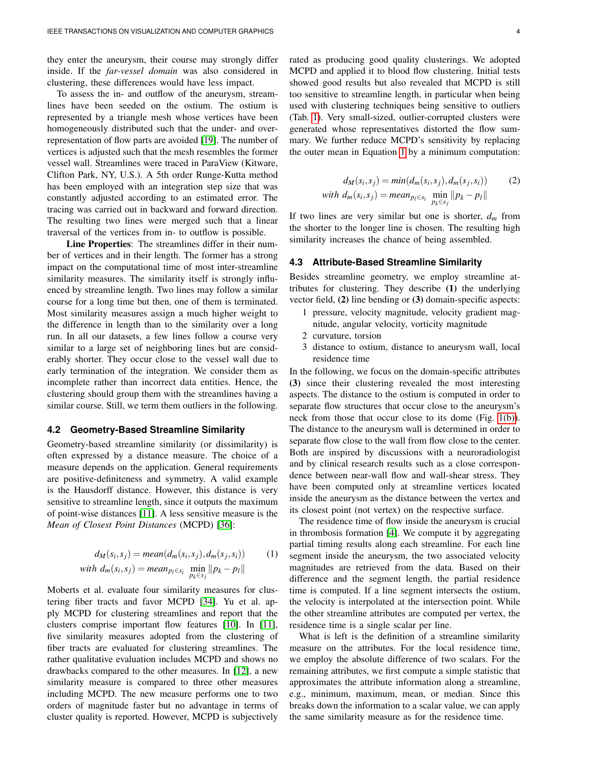they enter the aneurysm, their course may strongly differ inside. If the *far-vessel domain* was also considered in clustering, these differences would have less impact.

To assess the in- and outflow of the aneurysm, streamlines have been seeded on the ostium. The ostium is represented by a triangle mesh whose vertices have been homogeneously distributed such that the under- and over-representation of flow parts are avoided [19]. The number of vertices is adjusted such that the mesh resembles the former vessel wall. Streamlines were traced in ParaView (Kitware, Clifton Park, NY, U.S.). A 5th order Runge-Kutta method has been employed with an integration step size that was constantly adjusted according to an estimated error. The tracing was carried out in backward and forward direction. The resulting two lines were merged such that a linear traversal of the vertices from in- to outflow is possible.

**Line Properties**: The streamlines differ in their number of vertices and in their length. The former has a strong impact on the computational time of most inter-streamline similarity measures. The similarity itself is strongly influenced by streamline length. Two lines may follow a similar course for a long time but then, one of them is terminated. Most similarity measures assign a much higher weight to the difference in length than to the similarity over a long run. In all our datasets, a few lines follow a course very similar to a large set of neighboring lines but are considerably shorter. They occur close to the vessel wall due to early termination of the integration. We consider them as incomplete rather than incorrect data entities. Hence, the clustering should group them with the streamlines having a similar course. Still, we term them outliers in the following.

### 4.2 Geometry-Based Streamline Similarity

Geometry-based streamline similarity (or dissimilarity) is often expressed by a distance measure. The choice of a measure depends on the application. General requirements are positive-definiteness and symmetry. A valid example is the Hausdorff distance. However, this distance is very sensitive to streamline length, since it outputs the maximum of point-wise distances [11]. A less sensitive measure is the *Mean of Closest Point Distances* (MCPD) [36]:

$$d_M(s_i, s_j) = mean(d_m(s_i, s_j), d_m(s_j, s_i)) \qquad (1)$$
$$with\ d_m(s_i, s_j) = mean_{p_l \in s_i} \min_{p_k \in s_j} \|p_k - p_l\|$$

Moberts et al. evaluate four similarity measures for clustering fiber tracts and favor MCPD [34]. Yu et al. apply MCPD for clustering streamlines and report that the clusters comprise important flow features [10]. In [11], five similarity measures adopted from the clustering of fiber tracts are evaluated for clustering streamlines. The rather qualitative evaluation includes MCPD and shows no drawbacks compared to the other measures. In [12], a new similarity measure is compared to three other measures including MCPD. The new measure performs one to two orders of magnitude faster but no advantage in terms of cluster quality is reported. However, MCPD is subjectively rated as producing good quality clusterings. We adopted MCPD and applied it to blood flow clustering. Initial tests showed good results but also revealed that MCPD is still too sensitive to streamline length, in particular when being used with clustering techniques being sensitive to outliers (Tab. 1). Very small-sized, outlier-corrupted clusters were generated whose representatives distorted the flow summary. We further reduce MCPD's sensitivity by replacing the outer mean in Equation 1 by a minimum computation:

$$d_M(s_i, s_j) = min(d_m(s_i, s_j), d_m(s_j, s_i)) \qquad (2)$$
$$with\ d_m(s_i, s_j) = mean_{p_l \in s_i} \min_{p_k \in s_j} \|p_k - p_l\|$$

If two lines are very similar but one is shorter, $d_m$ from the shorter to the longer line is chosen. The resulting high similarity increases the chance of being assembled.

### 4.3 Attribute-Based Streamline Similarity

Besides streamline geometry, we employ streamline attributes for clustering. They describe **(1)** the underlying vector field, **(2)** line bending or **(3)** domain-specific aspects:

1. pressure, velocity magnitude, velocity gradient magnitude, angular velocity, vorticity magnitude
2. curvature, torsion
3. distance to ostium, distance to aneurysm wall, local residence time

In the following, we focus on the domain-specific attributes **(3)** since their clustering revealed the most interesting aspects. The distance to the ostium is computed in order to separate flow structures that occur close to the aneurysm's neck from those that occur close to its dome (Fig. 1(b)). The distance to the aneurysm wall is determined in order to separate flow close to the wall from flow close to the center. Both are inspired by discussions with a neuroradiologist and by clinical research results such as a close correspondence between near-wall flow and wall-shear stress. They have been computed only at streamline vertices located inside the aneurysm as the distance between the vertex and its closest point (not vertex) on the respective surface.

The residence time of flow inside the aneurysm is crucial in thrombosis formation [4]. We compute it by aggregating partial timing results along each streamline. For each line segment inside the aneurysm, the two associated velocity magnitudes are retrieved from the data. Based on their difference and the segment length, the partial residence time is computed. If a line segment intersects the ostium, the velocity is interpolated at the intersection point. While the other streamline attributes are computed per vertex, the residence time is a single scalar per line.

What is left is the definition of a streamline similarity measure on the attributes. For the local residence time, we employ the absolute difference of two scalars. For the remaining attributes, we first compute a simple statistic that approximates the attribute information along a streamline, e.g., minimum, maximum, mean, or median. Since this breaks down the information to a scalar value, we can apply the same similarity measure as for the residence time.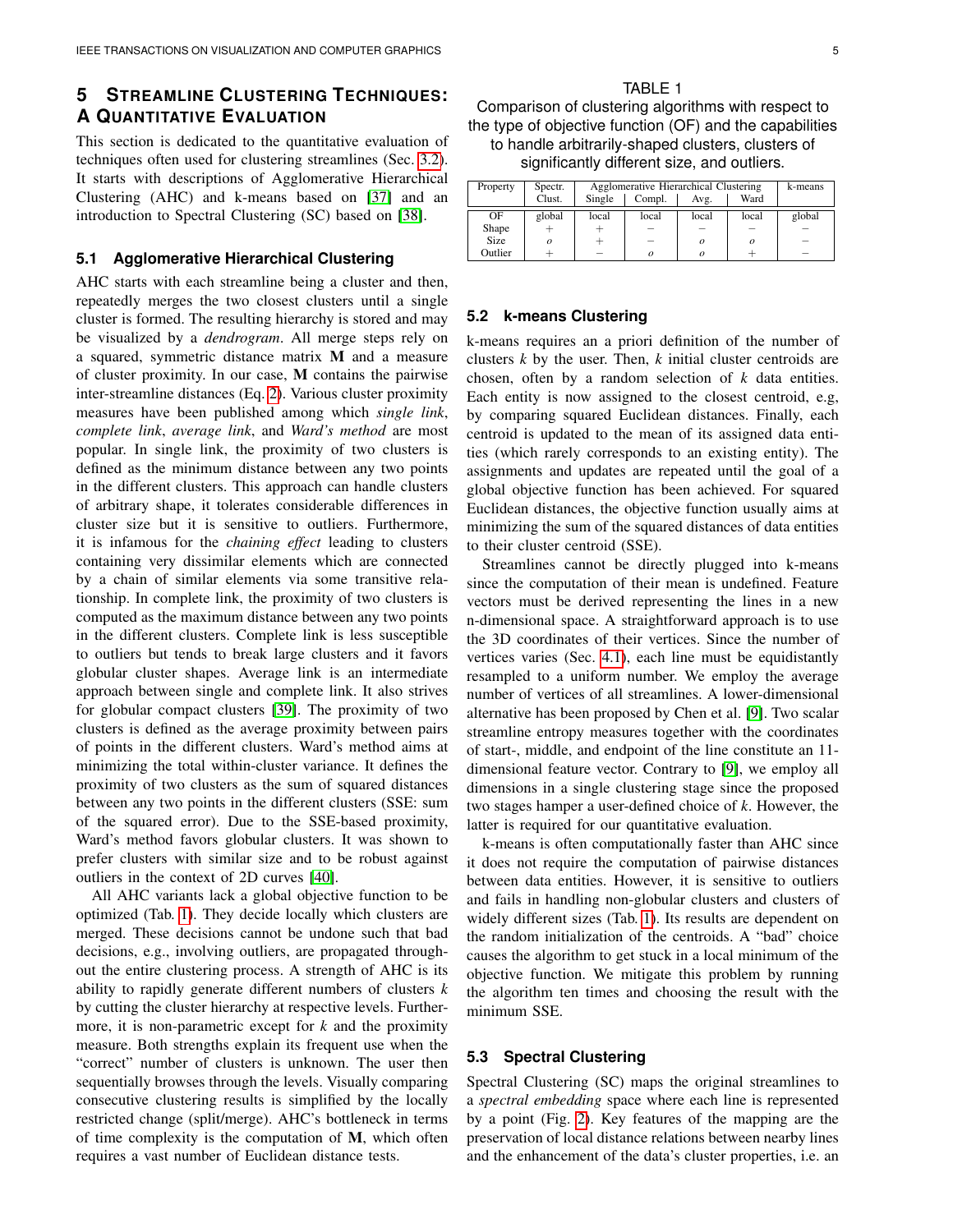## 5 Streamline Clustering Techniques: A Quantitative Evaluation

This section is dedicated to the quantitative evaluation of techniques often used for clustering streamlines (Sec. 3.2). It starts with descriptions of Agglomerative Hierarchical Clustering (AHC) and k-means based on [37] and an introduction to Spectral Clustering (SC) based on [38].

### 5.1 Agglomerative Hierarchical Clustering

AHC starts with each streamline being a cluster and then, repeatedly merges the two closest clusters until a single cluster is formed. The resulting hierarchy is stored and may be visualized by a *dendrogram*. All merge steps rely on a squared, symmetric distance matrix **M** and a measure of cluster proximity. In our case, **M** contains the pairwise inter-streamline distances (Eq. 2). Various cluster proximity measures have been published among which *single link*, *complete link*, *average link*, and *Ward's method* are most popular. In single link, the proximity of two clusters is defined as the minimum distance between any two points in the different clusters. This approach can handle clusters of arbitrary shape, it tolerates considerable differences in cluster size but it is sensitive to outliers. Furthermore, it is infamous for the *chaining effect* leading to clusters containing very dissimilar elements which are connected by a chain of similar elements via some transitive relationship. In complete link, the proximity of two clusters is computed as the maximum distance between any two points in the different clusters. Complete link is less susceptible to outliers but tends to break large clusters and it favors globular cluster shapes. Average link is an intermediate approach between single and complete link. It also strives for globular compact clusters [39]. The proximity of two clusters is defined as the average proximity between pairs of points in the different clusters. Ward's method aims at minimizing the total within-cluster variance. It defines the proximity of two clusters as the sum of squared distances between any two points in the different clusters (SSE: sum of the squared error). Due to the SSE-based proximity, Ward's method favors globular clusters. It was shown to prefer clusters with similar size and to be robust against outliers in the context of 2D curves [40].

All AHC variants lack a global objective function to be optimized (Tab. 1). They decide locally which clusters are merged. These decisions cannot be undone such that bad decisions, e.g., involving outliers, are propagated throughout the entire clustering process. A strength of AHC is its ability to rapidly generate different numbers of clusters $k$ by cutting the cluster hierarchy at respective levels. Furthermore, it is non-parametric except for $k$ and the proximity measure. Both strengths explain its frequent use when the "correct" number of clusters is unknown. The user then sequentially browses through the levels. Visually comparing consecutive clustering results is simplified by the locally restricted change (split/merge). AHC's bottleneck in terms of time complexity is the computation of **M**, which often requires a vast number of Euclidean distance tests.

TABLE 1
Comparison of clustering algorithms with respect to the type of objective function (OF) and the capabilities to handle arbitrarily-shaped clusters, clusters of significantly different size, and outliers.

| Property | Spectr. Clust. | Agglomerative Hierarchical Clustering | | | | k-means |
|---|---|---|---|---|---|---|
| | | Single | Compl. | Avg. | Ward | |
| OF | global | local | local | local | local | global |
| Shape | + | + | − | − | − | − |
| Size | o | + | − | o | o | − |
| Outlier | + | − | o | o | + | − |

### 5.2 k-means Clustering

k-means requires an a priori definition of the number of clusters $k$ by the user. Then, $k$ initial cluster centroids are chosen, often by a random selection of $k$ data entities. Each entity is now assigned to the closest centroid, e.g, by comparing squared Euclidean distances. Finally, each centroid is updated to the mean of its assigned data entities (which rarely corresponds to an existing entity). The assignments and updates are repeated until the goal of a global objective function has been achieved. For squared Euclidean distances, the objective function usually aims at minimizing the sum of the squared distances of data entities to their cluster centroid (SSE).

Streamlines cannot be directly plugged into k-means since the computation of their mean is undefined. Feature vectors must be derived representing the lines in a new n-dimensional space. A straightforward approach is to use the 3D coordinates of their vertices. Since the number of vertices varies (Sec. 4.1), each line must be equidistantly resampled to a uniform number. We employ the average number of vertices of all streamlines. A lower-dimensional alternative has been proposed by Chen et al. [9]. Two scalar streamline entropy measures together with the coordinates of start-, middle, and endpoint of the line constitute an 11-dimensional feature vector. Contrary to [9], we employ all dimensions in a single clustering stage since the proposed two stages hamper a user-defined choice of $k$. However, the latter is required for our quantitative evaluation.

k-means is often computationally faster than AHC since it does not require the computation of pairwise distances between data entities. However, it is sensitive to outliers and fails in handling non-globular clusters and clusters of widely different sizes (Tab. 1). Its results are dependent on the random initialization of the centroids. A "bad" choice causes the algorithm to get stuck in a local minimum of the objective function. We mitigate this problem by running the algorithm ten times and choosing the result with the minimum SSE.

### 5.3 Spectral Clustering

Spectral Clustering (SC) maps the original streamlines to a *spectral embedding* space where each line is represented by a point (Fig. 2). Key features of the mapping are the preservation of local distance relations between nearby lines and the enhancement of the data's cluster properties, i.e. an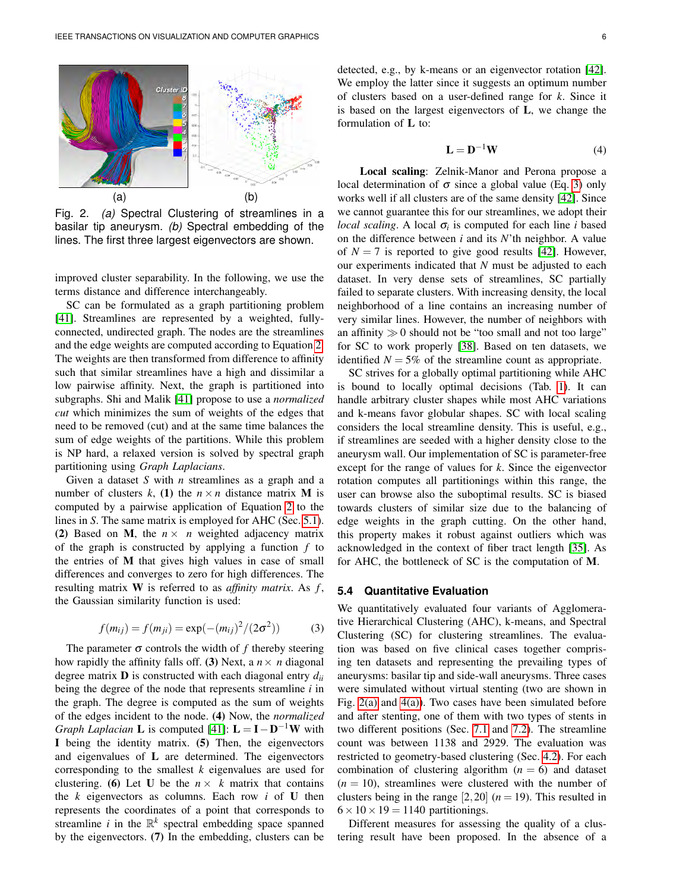Fig. 2. *(a)* Spectral Clustering of streamlines in a basilar tip aneurysm. *(b)* Spectral embedding of the lines. The first three largest eigenvectors are shown.

improved cluster separability. In the following, we use the terms distance and difference interchangeably.

SC can be formulated as a graph partitioning problem [41]. Streamlines are represented by a weighted, fully-connected, undirected graph. The nodes are the streamlines and the edge weights are computed according to Equation 2. The weights are then transformed from difference to affinity such that similar streamlines have a high and dissimilar a low pairwise affinity. Next, the graph is partitioned into subgraphs. Shi and Malik [41] propose to use a *normalized cut* which minimizes the sum of weights of the edges that need to be removed (cut) and at the same time balances the sum of edge weights of the partitions. While this problem is NP hard, a relaxed version is solved by spectral graph partitioning using *Graph Laplacians*.

Given a dataset $S$ with $n$ streamlines as a graph and a number of clusters $k$, **(1)** the $n\times n$ distance matrix $\mathbf{M}$ is computed by a pairwise application of Equation 2 to the lines in $S$. The same matrix is employed for AHC (Sec. 5.1). **(2)** Based on $\mathbf{M}$, the $n\times\ n$ weighted adjacency matrix of the graph is constructed by applying a function $f$ to the entries of $\mathbf{M}$ that gives high values in case of small differences and converges to zero for high differences. The resulting matrix $\mathbf{W}$ is referred to as *affinity matrix*. As $f$, the Gaussian similarity function is used:

$$f(m_{ij}) = f(m_{ji}) = \exp(-(m_{ij})^2/(2\sigma^2)) \tag{3}$$

The parameter $\sigma$ controls the width of $f$ thereby steering how rapidly the affinity falls off. **(3)** Next, a $n\times\ n$ diagonal degree matrix $\mathbf{D}$ is constructed with each diagonal entry $d_{ii}$ being the degree of the node that represents streamline $i$ in the graph. The degree is computed as the sum of weights of the edges incident to the node. **(4)** Now, the *normalized Graph Laplacian* $\mathbf{L}$ is computed [41]: $\mathbf{L} = \mathbf{I} - \mathbf{D}^{-1}\mathbf{W}$ with $\mathbf{I}$ being the identity matrix. **(5)** Then, the eigenvectors and eigenvalues of $\mathbf{L}$ are determined. The eigenvectors corresponding to the smallest $k$ eigenvalues are used for clustering. **(6)** Let $\mathbf{U}$ be the $n\times\ k$ matrix that contains the $k$ eigenvectors as columns. Each row $i$ of $\mathbf{U}$ then represents the coordinates of a point that corresponds to streamline $i$ in the $\mathbb{R}^k$ spectral embedding space spanned by the eigenvectors. **(7)** In the embedding, clusters can be detected, e.g., by k-means or an eigenvector rotation [42]. We employ the latter since it suggests an optimum number of clusters based on a user-defined range for $k$. Since it is based on the largest eigenvectors of $\mathbf{L}$, we change the formulation of $\mathbf{L}$ to:

$$\mathbf{L} = \mathbf{D}^{-1}\mathbf{W} \tag{4}$$

**Local scaling**: Zelnik-Manor and Perona propose a local determination of $\sigma$ since a global value (Eq. 3) only works well if all clusters are of the same density [42]. Since we cannot guarantee this for our streamlines, we adopt their *local scaling*. A local $\sigma_i$ is computed for each line $i$ based on the difference between $i$ and its $N$'th neighbor. A value of $N = 7$ is reported to give good results [42]. However, our experiments indicated that $N$ must be adjusted to each dataset. In very dense sets of streamlines, SC partially failed to separate clusters. With increasing density, the local neighborhood of a line contains an increasing number of very similar lines. However, the number of neighbors with an affinity $\gg 0$ should not be "too small and not too large" for SC to work properly [38]. Based on ten datasets, we identified $N = 5\%$ of the streamline count as appropriate.

SC strives for a globally optimal partitioning while AHC is bound to locally optimal decisions (Tab. 1). It can handle arbitrary cluster shapes while most AHC variations and k-means favor globular shapes. SC with local scaling considers the local streamline density. This is useful, e.g., if streamlines are seeded with a higher density close to the aneurysm wall. Our implementation of SC is parameter-free except for the range of values for $k$. Since the eigenvector rotation computes all partitionings within this range, the user can browse also the suboptimal results. SC is biased towards clusters of similar size due to the balancing of edge weights in the graph cutting. On the other hand, this property makes it robust against outliers which was acknowledged in the context of fiber tract length [35]. As for AHC, the bottleneck of SC is the computation of $\mathbf{M}$.

### 5.4 Quantitative Evaluation

We quantitatively evaluated four variants of Agglomerative Hierarchical Clustering (AHC), k-means, and Spectral Clustering (SC) for clustering streamlines. The evaluation was based on five clinical cases together comprising ten datasets and representing the prevailing types of aneurysms: basilar tip and side-wall aneurysms. Three cases were simulated without virtual stenting (two are shown in Fig. 2(a) and 4(a)). Two cases have been simulated before and after stenting, one of them with two types of stents in two different positions (Sec. 7.1 and 7.2). The streamline count was between 1138 and 2929. The evaluation was restricted to geometry-based clustering (Sec. 4.2). For each combination of clustering algorithm ($n = 6$) and dataset ($n = 10$), streamlines were clustered with the number of clusters being in the range $[2,20]$ ($n = 19$). This resulted in $6 \times 10 \times 19 = 1140$ partitionings.

Different measures for assessing the quality of a clustering result have been proposed. In the absence of a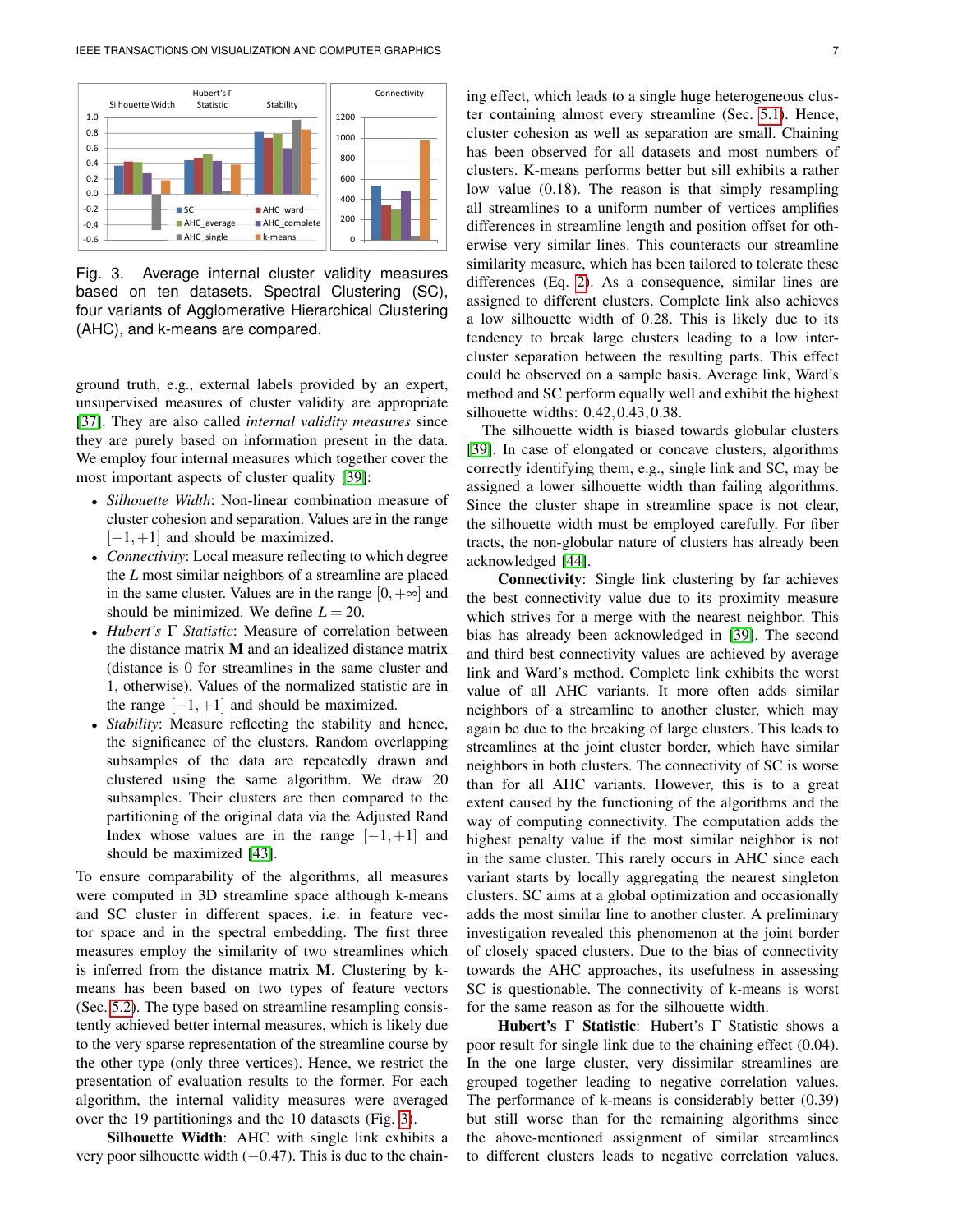Fig. 3. Average internal cluster validity measures based on ten datasets. Spectral Clustering (SC), four variants of Agglomerative Hierarchical Clustering (AHC), and k-means are compared.

ground truth, e.g., external labels provided by an expert, unsupervised measures of cluster validity are appropriate [37]. They are also called *internal validity measures* since they are purely based on information present in the data. We employ four internal measures which together cover the most important aspects of cluster quality [39]:

- *Silhouette Width*: Non-linear combination measure of cluster cohesion and separation. Values are in the range $[-1,+1]$ and should be maximized.
- *Connectivity*: Local measure reflecting to which degree the $L$ most similar neighbors of a streamline are placed in the same cluster. Values are in the range $[0,+\infty]$ and should be minimized. We define $L=20$.
- *Hubert's* $\Gamma$ *Statistic*: Measure of correlation between the distance matrix $\mathbf{M}$ and an idealized distance matrix (distance is 0 for streamlines in the same cluster and 1, otherwise). Values of the normalized statistic are in the range $[-1,+1]$ and should be maximized.
- *Stability*: Measure reflecting the stability and hence, the significance of the clusters. Random overlapping subsamples of the data are repeatedly drawn and clustered using the same algorithm. We draw 20 subsamples. Their clusters are then compared to the partitioning of the original data via the Adjusted Rand Index whose values are in the range $[-1,+1]$ and should be maximized [43].

To ensure comparability of the algorithms, all measures were computed in 3D streamline space although k-means and SC cluster in different spaces, i.e. in feature vector space and in the spectral embedding. The first three measures employ the similarity of two streamlines which is inferred from the distance matrix $\mathbf{M}$. Clustering by k-means has been based on two types of feature vectors (Sec. 5.2). The type based on streamline resampling consistently achieved better internal measures, which is likely due to the very sparse representation of the streamline course by the other type (only three vertices). Hence, we restrict the presentation of evaluation results to the former. For each algorithm, the internal validity measures were averaged over the 19 partitionings and the 10 datasets (Fig. 3).

**Silhouette Width**: AHC with single link exhibits a very poor silhouette width ($-0.47$). This is due to the chaining effect, which leads to a single huge heterogeneous cluster containing almost every streamline (Sec. 5.1). Hence, cluster cohesion as well as separation are small. Chaining has been observed for all datasets and most numbers of clusters. K-means performs better but sill exhibits a rather low value (0.18). The reason is that simply resampling all streamlines to a uniform number of vertices amplifies differences in streamline length and position offset for otherwise very similar lines. This counteracts our streamline similarity measure, which has been tailored to tolerate these differences (Eq. 2). As a consequence, similar lines are assigned to different clusters. Complete link also achieves a low silhouette width of 0.28. This is likely due to its tendency to break large clusters leading to a low inter-cluster separation between the resulting parts. This effect could be observed on a sample basis. Average link, Ward's method and SC perform equally well and exhibit the highest silhouette widths: $0.42, 0.43, 0.38$.

The silhouette width is biased towards globular clusters [39]. In case of elongated or concave clusters, algorithms correctly identifying them, e.g., single link and SC, may be assigned a lower silhouette width than failing algorithms. Since the cluster shape in streamline space is not clear, the silhouette width must be employed carefully. For fiber tracts, the non-globular nature of clusters has already been acknowledged [44].

**Connectivity**: Single link clustering by far achieves the best connectivity value due to its proximity measure which strives for a merge with the nearest neighbor. This bias has already been acknowledged in [39]. The second and third best connectivity values are achieved by average link and Ward's method. Complete link exhibits the worst value of all AHC variants. It more often adds similar neighbors of a streamline to another cluster, which may again be due to the breaking of large clusters. This leads to streamlines at the joint cluster border, which have similar neighbors in both clusters. The connectivity of SC is worse than for all AHC variants. However, this is to a great extent caused by the functioning of the algorithms and the way of computing connectivity. The computation adds the highest penalty value if the most similar neighbor is not in the same cluster. This rarely occurs in AHC since each variant starts by locally aggregating the nearest singleton clusters. SC aims at a global optimization and occasionally adds the most similar line to another cluster. A preliminary investigation revealed this phenomenon at the joint border of closely spaced clusters. Due to the bias of connectivity towards the AHC approaches, its usefulness in assessing SC is questionable. The connectivity of k-means is worst for the same reason as for the silhouette width.

**Hubert's** $\Gamma$ **Statistic**: Hubert's $\Gamma$ Statistic shows a poor result for single link due to the chaining effect (0.04). In the one large cluster, very dissimilar streamlines are grouped together leading to negative correlation values. The performance of k-means is considerably better (0.39) but still worse than for the remaining algorithms since the above-mentioned assignment of similar streamlines to different clusters leads to negative correlation values.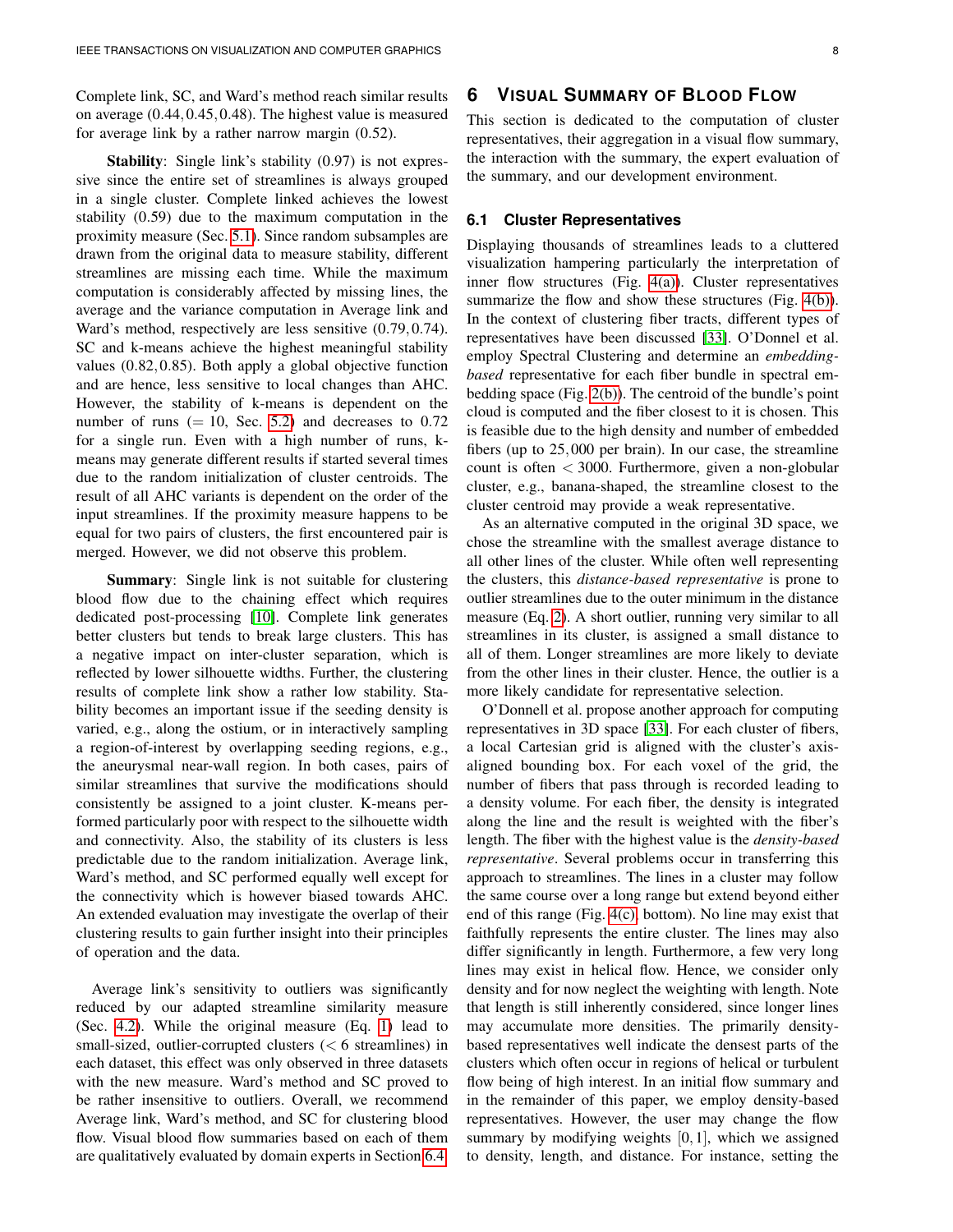Complete link, SC, and Ward's method reach similar results on average $(0.44, 0.45, 0.48)$. The highest value is measured for average link by a rather narrow margin $(0.52)$.

**Stability**: Single link's stability $(0.97)$ is not expressive since the entire set of streamlines is always grouped in a single cluster. Complete linked achieves the lowest stability $(0.59)$ due to the maximum computation in the proximity measure (Sec. 5.1). Since random subsamples are drawn from the original data to measure stability, different streamlines are missing each time. While the maximum computation is considerably affected by missing lines, the average and the variance computation in Average link and Ward's method, respectively are less sensitive $(0.79, 0.74)$. SC and k-means achieve the highest meaningful stability values $(0.82, 0.85)$. Both apply a global objective function and are hence, less sensitive to local changes than AHC. However, the stability of k-means is dependent on the number of runs ($= 10$, Sec. 5.2) and decreases to $0.72$ for a single run. Even with a high number of runs, k-means may generate different results if started several times due to the random initialization of cluster centroids. The result of all AHC variants is dependent on the order of the input streamlines. If the proximity measure happens to be equal for two pairs of clusters, the first encountered pair is merged. However, we did not observe this problem.

**Summary**: Single link is not suitable for clustering blood flow due to the chaining effect which requires dedicated post-processing [10]. Complete link generates better clusters but tends to break large clusters. This has a negative impact on inter-cluster separation, which is reflected by lower silhouette widths. Further, the clustering results of complete link show a rather low stability. Stability becomes an important issue if the seeding density is varied, e.g., along the ostium, or in interactively sampling a region-of-interest by overlapping seeding regions, e.g., the aneurysmal near-wall region. In both cases, pairs of similar streamlines that survive the modifications should consistently be assigned to a joint cluster. K-means performed particularly poor with respect to the silhouette width and connectivity. Also, the stability of its clusters is less predictable due to the random initialization. Average link, Ward's method, and SC performed equally well except for the connectivity which is however biased towards AHC. An extended evaluation may investigate the overlap of their clustering results to gain further insight into their principles of operation and the data.

Average link's sensitivity to outliers was significantly reduced by our adapted streamline similarity measure (Sec. 4.2). While the original measure (Eq. 1) lead to small-sized, outlier-corrupted clusters ($< 6$ streamlines) in each dataset, this effect was only observed in three datasets with the new measure. Ward's method and SC proved to be rather insensitive to outliers. Overall, we recommend Average link, Ward's method, and SC for clustering blood flow. Visual blood flow summaries based on each of them are qualitatively evaluated by domain experts in Section 6.4.

# 6 Visual Summary of Blood Flow

This section is dedicated to the computation of cluster representatives, their aggregation in a visual flow summary, the interaction with the summary, the expert evaluation of the summary, and our development environment.

## 6.1 Cluster Representatives

Displaying thousands of streamlines leads to a cluttered visualization hampering particularly the interpretation of inner flow structures (Fig. 4(a)). Cluster representatives summarize the flow and show these structures (Fig. 4(b)). In the context of clustering fiber tracts, different types of representatives have been discussed [33]. O'Donnel et al. employ Spectral Clustering and determine an *embedding-based* representative for each fiber bundle in spectral embedding space (Fig. 2(b)). The centroid of the bundle's point cloud is computed and the fiber closest to it is chosen. This is feasible due to the high density and number of embedded fibers (up to $25,000$ per brain). In our case, the streamline count is often $< 3000$. Furthermore, given a non-globular cluster, e.g., banana-shaped, the streamline closest to the cluster centroid may provide a weak representative.

As an alternative computed in the original 3D space, we chose the streamline with the smallest average distance to all other lines of the cluster. While often well representing the clusters, this *distance-based representative* is prone to outlier streamlines due to the outer minimum in the distance measure (Eq. 2). A short outlier, running very similar to all streamlines in its cluster, is assigned a small distance to all of them. Longer streamlines are more likely to deviate from the other lines in their cluster. Hence, the outlier is a more likely candidate for representative selection.

O'Donnell et al. propose another approach for computing representatives in 3D space [33]. For each cluster of fibers, a local Cartesian grid is aligned with the cluster's axis-aligned bounding box. For each voxel of the grid, the number of fibers that pass through is recorded leading to a density volume. For each fiber, the density is integrated along the line and the result is weighted with the fiber's length. The fiber with the highest value is the *density-based representative*. Several problems occur in transferring this approach to streamlines. The lines in a cluster may follow the same course over a long range but extend beyond either end of this range (Fig. 4(c), bottom). No line may exist that faithfully represents the entire cluster. The lines may also differ significantly in length. Furthermore, a few very long lines may exist in helical flow. Hence, we consider only density and for now neglect the weighting with length. Note that length is still inherently considered, since longer lines may accumulate more densities. The primarily density-based representatives well indicate the densest parts of the clusters which often occur in regions of helical or turbulent flow being of high interest. In an initial flow summary and in the remainder of this paper, we employ density-based representatives. However, the user may change the flow summary by modifying weights $[0, 1]$, which we assigned to density, length, and distance. For instance, setting the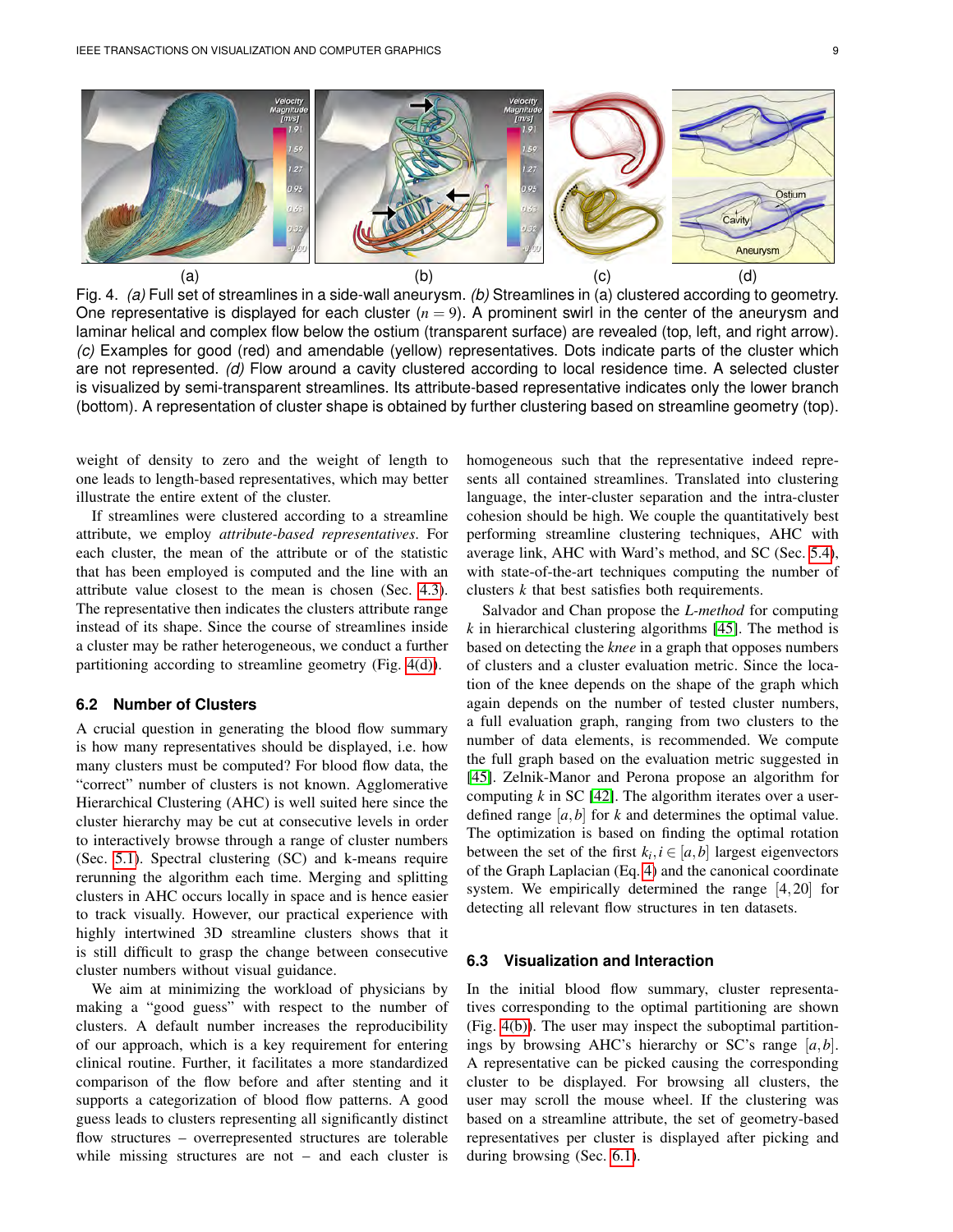(a) (b) (c) (d)

Fig. 4. *(a)* Full set of streamlines in a side-wall aneurysm. *(b)* Streamlines in (a) clustered according to geometry. One representative is displayed for each cluster ($n = 9$). A prominent swirl in the center of the aneurysm and laminar helical and complex flow below the ostium (transparent surface) are revealed (top, left, and right arrow). *(c)* Examples for good (red) and amendable (yellow) representatives. Dots indicate parts of the cluster which are not represented. *(d)* Flow around a cavity clustered according to local residence time. A selected cluster is visualized by semi-transparent streamlines. Its attribute-based representative indicates only the lower branch (bottom). A representation of cluster shape is obtained by further clustering based on streamline geometry (top).

weight of density to zero and the weight of length to one leads to length-based representatives, which may better illustrate the entire extent of the cluster.

If streamlines were clustered according to a streamline attribute, we employ *attribute-based representatives*. For each cluster, the mean of the attribute or of the statistic that has been employed is computed and the line with an attribute value closest to the mean is chosen (Sec. 4.3). The representative then indicates the clusters attribute range instead of its shape. Since the course of streamlines inside a cluster may be rather heterogeneous, we conduct a further partitioning according to streamline geometry (Fig. 4(d)).

### 6.2 Number of Clusters

A crucial question in generating the blood flow summary is how many representatives should be displayed, i.e. how many clusters must be computed? For blood flow data, the "correct" number of clusters is not known. Agglomerative Hierarchical Clustering (AHC) is well suited here since the cluster hierarchy may be cut at consecutive levels in order to interactively browse through a range of cluster numbers (Sec. 5.1). Spectral clustering (SC) and k-means require rerunning the algorithm each time. Merging and splitting clusters in AHC occurs locally in space and is hence easier to track visually. However, our practical experience with highly intertwined 3D streamline clusters shows that it is still difficult to grasp the change between consecutive cluster numbers without visual guidance.

We aim at minimizing the workload of physicians by making a "good guess" with respect to the number of clusters. A default number increases the reproducibility of our approach, which is a key requirement for entering clinical routine. Further, it facilitates a more standardized comparison of the flow before and after stenting and it supports a categorization of blood flow patterns. A good guess leads to clusters representing all significantly distinct flow structures – overrepresented structures are tolerable while missing structures are not – and each cluster is homogeneous such that the representative indeed represents all contained streamlines. Translated into clustering language, the inter-cluster separation and the intra-cluster cohesion should be high. We couple the quantitatively best performing streamline clustering techniques, AHC with average link, AHC with Ward's method, and SC (Sec. 5.4), with state-of-the-art techniques computing the number of clusters $k$ that best satisfies both requirements.

Salvador and Chan propose the *L-method* for computing $k$ in hierarchical clustering algorithms [45]. The method is based on detecting the *knee* in a graph that opposes numbers of clusters and a cluster evaluation metric. Since the location of the knee depends on the shape of the graph which again depends on the number of tested cluster numbers, a full evaluation graph, ranging from two clusters to the number of data elements, is recommended. We compute the full graph based on the evaluation metric suggested in [45]. Zelnik-Manor and Perona propose an algorithm for computing $k$ in SC [42]. The algorithm iterates over a user-defined range $[a,b]$ for $k$ and determines the optimal value. The optimization is based on finding the optimal rotation between the set of the first $k_i, i \in [a,b]$ largest eigenvectors of the Graph Laplacian (Eq. 4) and the canonical coordinate system. We empirically determined the range $[4,20]$ for detecting all relevant flow structures in ten datasets.

### 6.3 Visualization and Interaction

In the initial blood flow summary, cluster representatives corresponding to the optimal partitioning are shown (Fig. 4(b)). The user may inspect the suboptimal partitionings by browsing AHC's hierarchy or SC's range $[a,b]$. A representative can be picked causing the corresponding cluster to be displayed. For browsing all clusters, the user may scroll the mouse wheel. If the clustering was based on a streamline attribute, the set of geometry-based representatives per cluster is displayed after picking and during browsing (Sec. 6.1).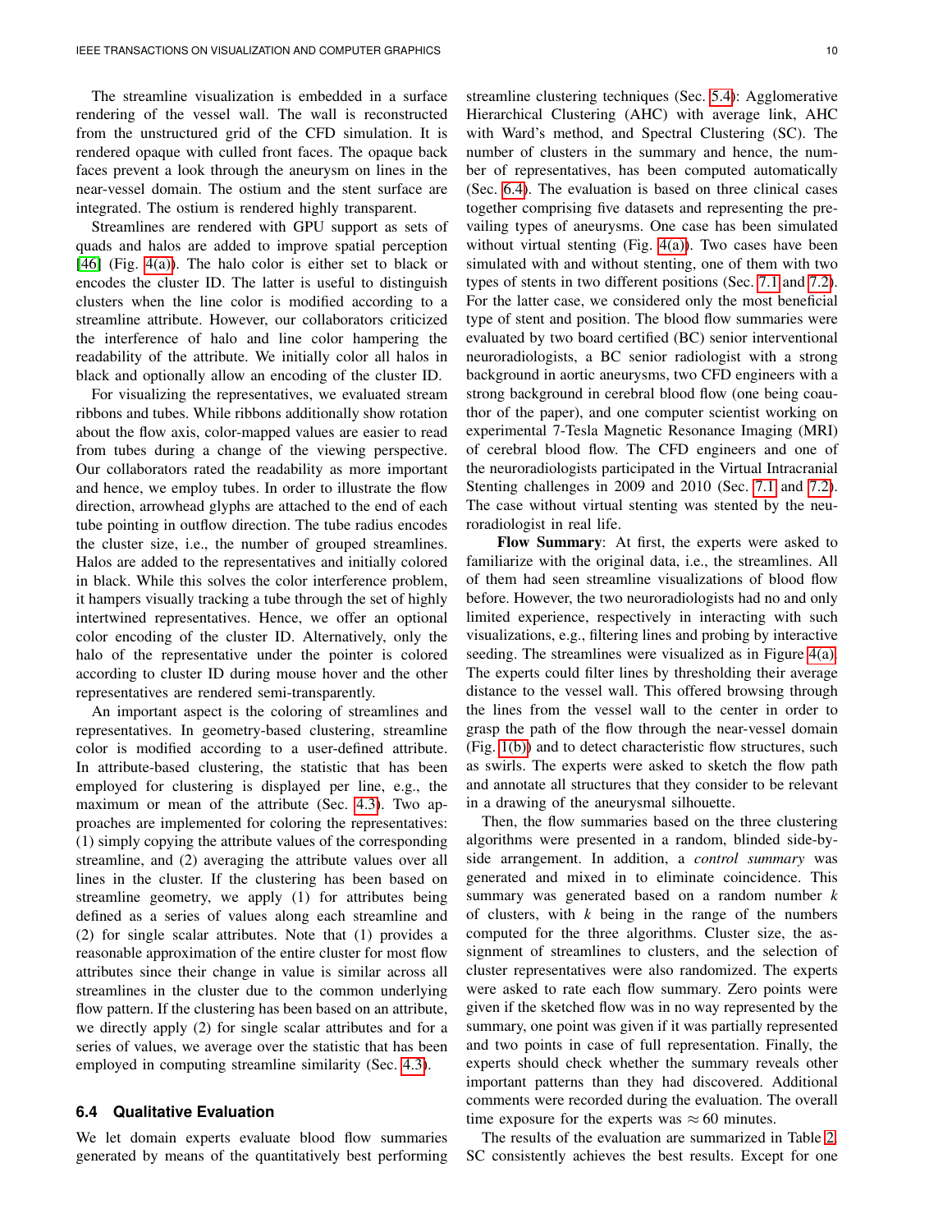The streamline visualization is embedded in a surface rendering of the vessel wall. The wall is reconstructed from the unstructured grid of the CFD simulation. It is rendered opaque with culled front faces. The opaque back faces prevent a look through the aneurysm on lines in the near-vessel domain. The ostium and the stent surface are integrated. The ostium is rendered highly transparent.

Streamlines are rendered with GPU support as sets of quads and halos are added to improve spatial perception [46] (Fig. 4(a)). The halo color is either set to black or encodes the cluster ID. The latter is useful to distinguish clusters when the line color is modified according to a streamline attribute. However, our collaborators criticized the interference of halo and line color hampering the readability of the attribute. We initially color all halos in black and optionally allow an encoding of the cluster ID.

For visualizing the representatives, we evaluated stream ribbons and tubes. While ribbons additionally show rotation about the flow axis, color-mapped values are easier to read from tubes during a change of the viewing perspective. Our collaborators rated the readability as more important and hence, we employ tubes. In order to illustrate the flow direction, arrowhead glyphs are attached to the end of each tube pointing in outflow direction. The tube radius encodes the cluster size, i.e., the number of grouped streamlines. Halos are added to the representatives and initially colored in black. While this solves the color interference problem, it hampers visually tracking a tube through the set of highly intertwined representatives. Hence, we offer an optional color encoding of the cluster ID. Alternatively, only the halo of the representative under the pointer is colored according to cluster ID during mouse hover and the other representatives are rendered semi-transparently.

An important aspect is the coloring of streamlines and representatives. In geometry-based clustering, streamline color is modified according to a user-defined attribute. In attribute-based clustering, the statistic that has been employed for clustering is displayed per line, e.g., the maximum or mean of the attribute (Sec. 4.3). Two approaches are implemented for coloring the representatives: (1) simply copying the attribute values of the corresponding streamline, and (2) averaging the attribute values over all lines in the cluster. If the clustering has been based on streamline geometry, we apply (1) for attributes being defined as a series of values along each streamline and (2) for single scalar attributes. Note that (1) provides a reasonable approximation of the entire cluster for most flow attributes since their change in value is similar across all streamlines in the cluster due to the common underlying flow pattern. If the clustering has been based on an attribute, we directly apply (2) for single scalar attributes and for a series of values, we average over the statistic that has been employed in computing streamline similarity (Sec. 4.3).

### 6.4 Qualitative Evaluation

We let domain experts evaluate blood flow summaries generated by means of the quantitatively best performing streamline clustering techniques (Sec. 5.4): Agglomerative Hierarchical Clustering (AHC) with average link, AHC with Ward's method, and Spectral Clustering (SC). The number of clusters in the summary and hence, the number of representatives, has been computed automatically (Sec. 6.4). The evaluation is based on three clinical cases together comprising five datasets and representing the prevailing types of aneurysms. One case has been simulated without virtual stenting (Fig. 4(a)). Two cases have been simulated with and without stenting, one of them with two types of stents in two different positions (Sec. 7.1 and 7.2). For the latter case, we considered only the most beneficial type of stent and position. The blood flow summaries were evaluated by two board certified (BC) senior interventional neuroradiologists, a BC senior radiologist with a strong background in aortic aneurysms, two CFD engineers with a strong background in cerebral blood flow (one being coauthor of the paper), and one computer scientist working on experimental 7-Tesla Magnetic Resonance Imaging (MRI) of cerebral blood flow. The CFD engineers and one of the neuroradiologists participated in the Virtual Intracranial Stenting challenges in 2009 and 2010 (Sec. 7.1 and 7.2). The case without virtual stenting was stented by the neuroradiologist in real life.

**Flow Summary**: At first, the experts were asked to familiarize with the original data, i.e., the streamlines. All of them had seen streamline visualizations of blood flow before. However, the two neuroradiologists had no and only limited experience, respectively in interacting with such visualizations, e.g., filtering lines and probing by interactive seeding. The streamlines were visualized as in Figure 4(a). The experts could filter lines by thresholding their average distance to the vessel wall. This offered browsing through the lines from the vessel wall to the center in order to grasp the path of the flow through the near-vessel domain (Fig. 1(b)) and to detect characteristic flow structures, such as swirls. The experts were asked to sketch the flow path and annotate all structures that they consider to be relevant in a drawing of the aneurysmal silhouette.

Then, the flow summaries based on the three clustering algorithms were presented in a random, blinded side-by-side arrangement. In addition, a *control summary* was generated and mixed in to eliminate coincidence. This summary was generated based on a random number $k$ of clusters, with $k$ being in the range of the numbers computed for the three algorithms. Cluster size, the assignment of streamlines to clusters, and the selection of cluster representatives were also randomized. The experts were asked to rate each flow summary. Zero points were given if the sketched flow was in no way represented by the summary, one point was given if it was partially represented and two points in case of full representation. Finally, the experts should check whether the summary reveals other important patterns than they had discovered. Additional comments were recorded during the evaluation. The overall time exposure for the experts was $\approx 60$ minutes.

The results of the evaluation are summarized in Table 2. SC consistently achieves the best results. Except for one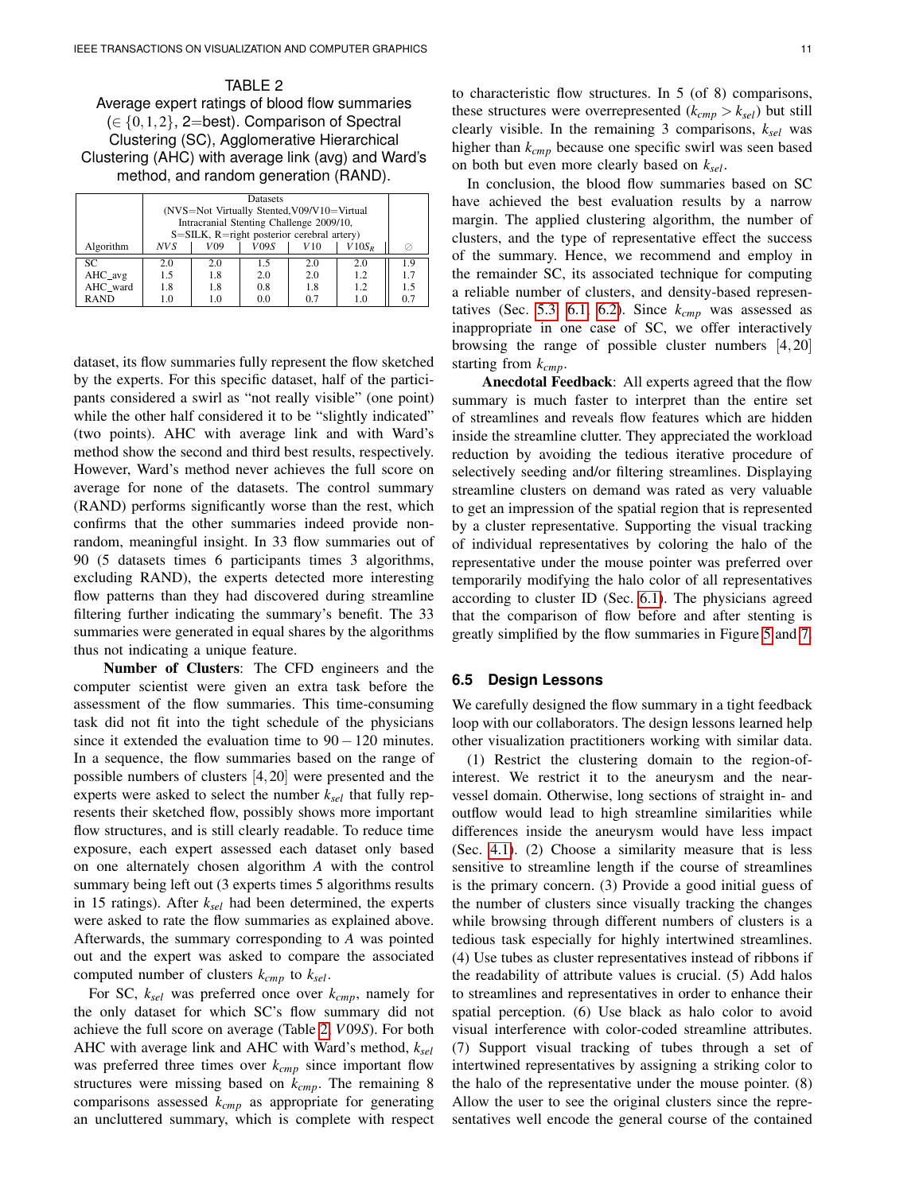TABLE 2
Average expert ratings of blood flow summaries ($\in \{0,1,2\}$, 2=best). Comparison of Spectral Clustering (SC), Agglomerative Hierarchical Clustering (AHC) with average link (avg) and Ward's method, and random generation (RAND).

| Algorithm | Datasets (NVS=Not Virtually Stented,V09/V10=Virtual Intracranial Stenting Challenge 2009/10, S=SILK, R=right posterior cerebral artery) | | | | | |
|---|---|---|---|---|---|---|
| | $NVS$ | $V09$ | $V09S$ | $V10$ | $V10S_R$ | $\varnothing$ |
| SC | 2.0 | 2.0 | 1.5 | 2.0 | 2.0 | 1.9 |
| AHC_avg | 1.5 | 1.8 | 2.0 | 2.0 | 1.2 | 1.7 |
| AHC_ward | 1.8 | 1.8 | 0.8 | 1.8 | 1.2 | 1.5 |
| RAND | 1.0 | 1.0 | 0.0 | 0.7 | 1.0 | 0.7 |

dataset, its flow summaries fully represent the flow sketched by the experts. For this specific dataset, half of the participants considered a swirl as "not really visible" (one point) while the other half considered it to be "slightly indicated" (two points). AHC with average link and with Ward's method show the second and third best results, respectively. However, Ward's method never achieves the full score on average for none of the datasets. The control summary (RAND) performs significantly worse than the rest, which confirms that the other summaries indeed provide non-random, meaningful insight. In 33 flow summaries out of 90 (5 datasets times 6 participants times 3 algorithms, excluding RAND), the experts detected more interesting flow patterns than they had discovered during streamline filtering further indicating the summary's benefit. The 33 summaries were generated in equal shares by the algorithms thus not indicating a unique feature.

**Number of Clusters**: The CFD engineers and the computer scientist were given an extra task before the assessment of the flow summaries. This time-consuming task did not fit into the tight schedule of the physicians since it extended the evaluation time to $90-120$ minutes. In a sequence, the flow summaries based on the range of possible numbers of clusters $[4,20]$ were presented and the experts were asked to select the number $k_{sel}$ that fully represents their sketched flow, possibly shows more important flow structures, and is still clearly readable. To reduce time exposure, each expert assessed each dataset only based on one alternately chosen algorithm $A$ with the control summary being left out (3 experts times 5 algorithms results in 15 ratings). After $k_{sel}$ had been determined, the experts were asked to rate the flow summaries as explained above. Afterwards, the summary corresponding to $A$ was pointed out and the expert was asked to compare the associated computed number of clusters $k_{cmp}$ to $k_{sel}$.

For SC, $k_{sel}$ was preferred once over $k_{cmp}$, namely for the only dataset for which SC's flow summary did not achieve the full score on average (Table 2, $V09S$). For both AHC with average link and AHC with Ward's method, $k_{sel}$ was preferred three times over $k_{cmp}$ since important flow structures were missing based on $k_{cmp}$. The remaining 8 comparisons assessed $k_{cmp}$ as appropriate for generating an uncluttered summary, which is complete with respect to characteristic flow structures. In 5 (of 8) comparisons, these structures were overrepresented ($k_{cmp} > k_{sel}$) but still clearly visible. In the remaining 3 comparisons, $k_{sel}$ was higher than $k_{cmp}$ because one specific swirl was seen based on both but even more clearly based on $k_{sel}$.

In conclusion, the blood flow summaries based on SC have achieved the best evaluation results by a narrow margin. The applied clustering algorithm, the number of clusters, and the type of representative effect the success of the summary. Hence, we recommend and employ in the remainder SC, its associated technique for computing a reliable number of clusters, and density-based representatives (Sec. 5.3, 6.1, 6.2). Since $k_{cmp}$ was assessed as inappropriate in one case of SC, we offer interactively browsing the range of possible cluster numbers $[4,20]$ starting from $k_{cmp}$.

**Anecdotal Feedback**: All experts agreed that the flow summary is much faster to interpret than the entire set of streamlines and reveals flow features which are hidden inside the streamline clutter. They appreciated the workload reduction by avoiding the tedious iterative procedure of selectively seeding and/or filtering streamlines. Displaying streamline clusters on demand was rated as very valuable to get an impression of the spatial region that is represented by a cluster representative. Supporting the visual tracking of individual representatives by coloring the halo of the representative under the mouse pointer was preferred over temporarily modifying the halo color of all representatives according to cluster ID (Sec. 6.1). The physicians agreed that the comparison of flow before and after stenting is greatly simplified by the flow summaries in Figure 5 and 7.

### 6.5 Design Lessons

We carefully designed the flow summary in a tight feedback loop with our collaborators. The design lessons learned help other visualization practitioners working with similar data.

(1) Restrict the clustering domain to the region-of-interest. We restrict it to the aneurysm and the near-vessel domain. Otherwise, long sections of straight in- and outflow would lead to high streamline similarities while differences inside the aneurysm would have less impact (Sec. 4.1). (2) Choose a similarity measure that is less sensitive to streamline length if the course of streamlines is the primary concern. (3) Provide a good initial guess of the number of clusters since visually tracking the changes while browsing through different numbers of clusters is a tedious task especially for highly intertwined streamlines. (4) Use tubes as cluster representatives instead of ribbons if the readability of attribute values is crucial. (5) Add halos to streamlines and representatives in order to enhance their spatial perception. (6) Use black as halo color to avoid visual interference with color-coded streamline attributes. (7) Support visual tracking of tubes through a set of intertwined representatives by assigning a striking color to the halo of the representative under the mouse pointer. (8) Allow the user to see the original clusters since the representatives well encode the general course of the contained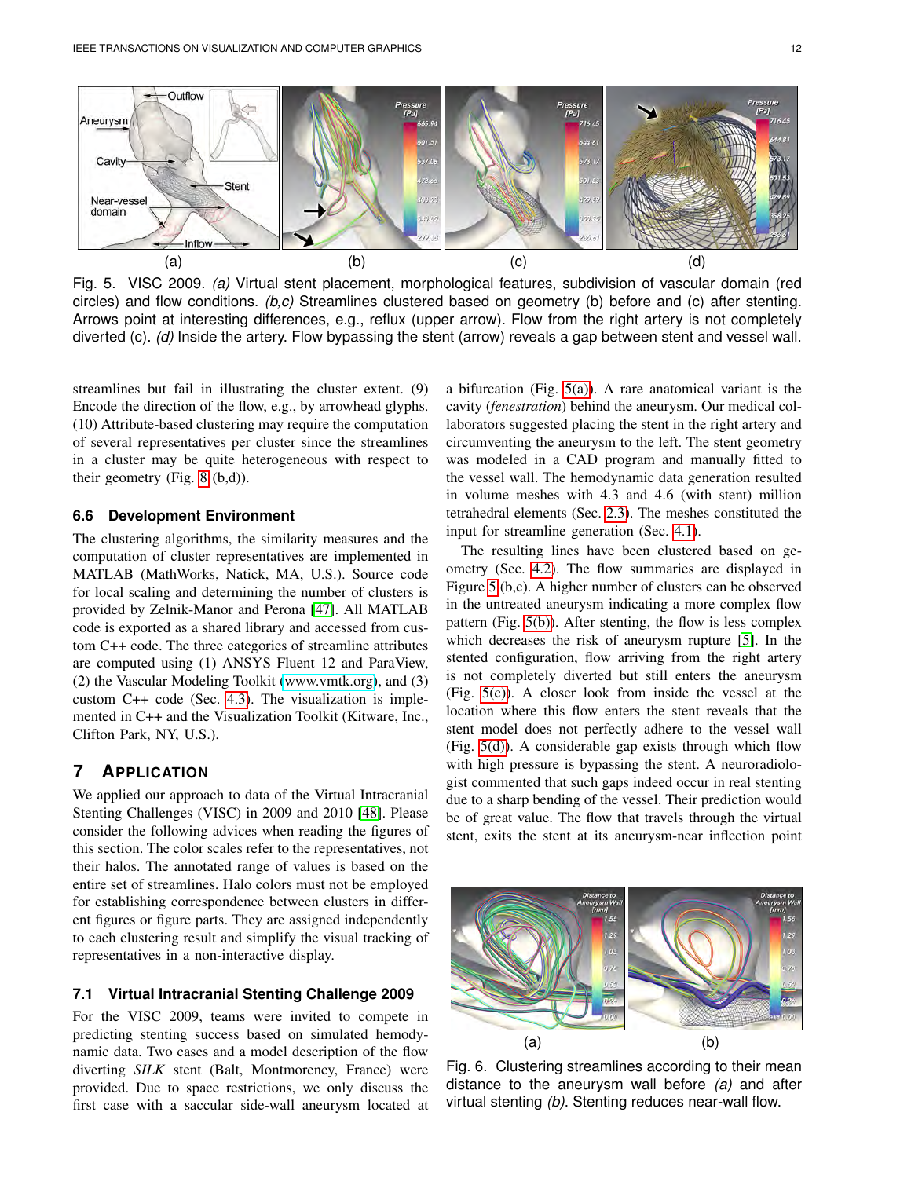Fig. 5. VISC 2009. *(a)* Virtual stent placement, morphological features, subdivision of vascular domain (red circles) and flow conditions. *(b,c)* Streamlines clustered based on geometry (b) before and (c) after stenting. Arrows point at interesting differences, e.g., reflux (upper arrow). Flow from the right artery is not completely diverted (c). *(d)* Inside the artery. Flow bypassing the stent (arrow) reveals a gap between stent and vessel wall.

streamlines but fail in illustrating the cluster extent. (9) Encode the direction of the flow, e.g., by arrowhead glyphs. (10) Attribute-based clustering may require the computation of several representatives per cluster since the streamlines in a cluster may be quite heterogeneous with respect to their geometry (Fig. 8 (b,d)).

### 6.6 Development Environment

The clustering algorithms, the similarity measures and the computation of cluster representatives are implemented in MATLAB (MathWorks, Natick, MA, U.S.). Source code for local scaling and determining the number of clusters is provided by Zelnik-Manor and Perona [47]. All MATLAB code is exported as a shared library and accessed from custom C++ code. The three categories of streamline attributes are computed using (1) ANSYS Fluent 12 and ParaView, (2) the Vascular Modeling Toolkit (www.vmtk.org), and (3) custom C++ code (Sec. 4.3). The visualization is implemented in C++ and the Visualization Toolkit (Kitware, Inc., Clifton Park, NY, U.S.).

## 7 Application

We applied our approach to data of the Virtual Intracranial Stenting Challenges (VISC) in 2009 and 2010 [48]. Please consider the following advices when reading the figures of this section. The color scales refer to the representatives, not their halos. The annotated range of values is based on the entire set of streamlines. Halo colors must not be employed for establishing correspondence between clusters in different figures or figure parts. They are assigned independently to each clustering result and simplify the visual tracking of representatives in a non-interactive display.

### 7.1 Virtual Intracranial Stenting Challenge 2009

For the VISC 2009, teams were invited to compete in predicting stenting success based on simulated hemodynamic data. Two cases and a model description of the flow diverting *SILK* stent (Balt, Montmorency, France) were provided. Due to space restrictions, we only discuss the first case with a saccular side-wall aneurysm located at a bifurcation (Fig. 5(a)). A rare anatomical variant is the cavity (*fenestration*) behind the aneurysm. Our medical collaborators suggested placing the stent in the right artery and circumventing the aneurysm to the left. The stent geometry was modeled in a CAD program and manually fitted to the vessel wall. The hemodynamic data generation resulted in volume meshes with 4.3 and 4.6 (with stent) million tetrahedral elements (Sec. 2.3). The meshes constituted the input for streamline generation (Sec. 4.1).

The resulting lines have been clustered based on geometry (Sec. 4.2). The flow summaries are displayed in Figure 5 (b,c). A higher number of clusters can be observed in the untreated aneurysm indicating a more complex flow pattern (Fig. 5(b)). After stenting, the flow is less complex which decreases the risk of aneurysm rupture [5]. In the stented configuration, flow arriving from the right artery is not completely diverted but still enters the aneurysm (Fig. 5(c)). A closer look from inside the vessel at the location where this flow enters the stent reveals that the stent model does not perfectly adhere to the vessel wall (Fig. 5(d)). A considerable gap exists through which flow with high pressure is bypassing the stent. A neuroradiologist commented that such gaps indeed occur in real stenting due to a sharp bending of the vessel. Their prediction would be of great value. The flow that travels through the virtual stent, exits the stent at its aneurysm-near inflection point

Fig. 6. Clustering streamlines according to their mean distance to the aneurysm wall before *(a)* and after virtual stenting *(b)*. Stenting reduces near-wall flow.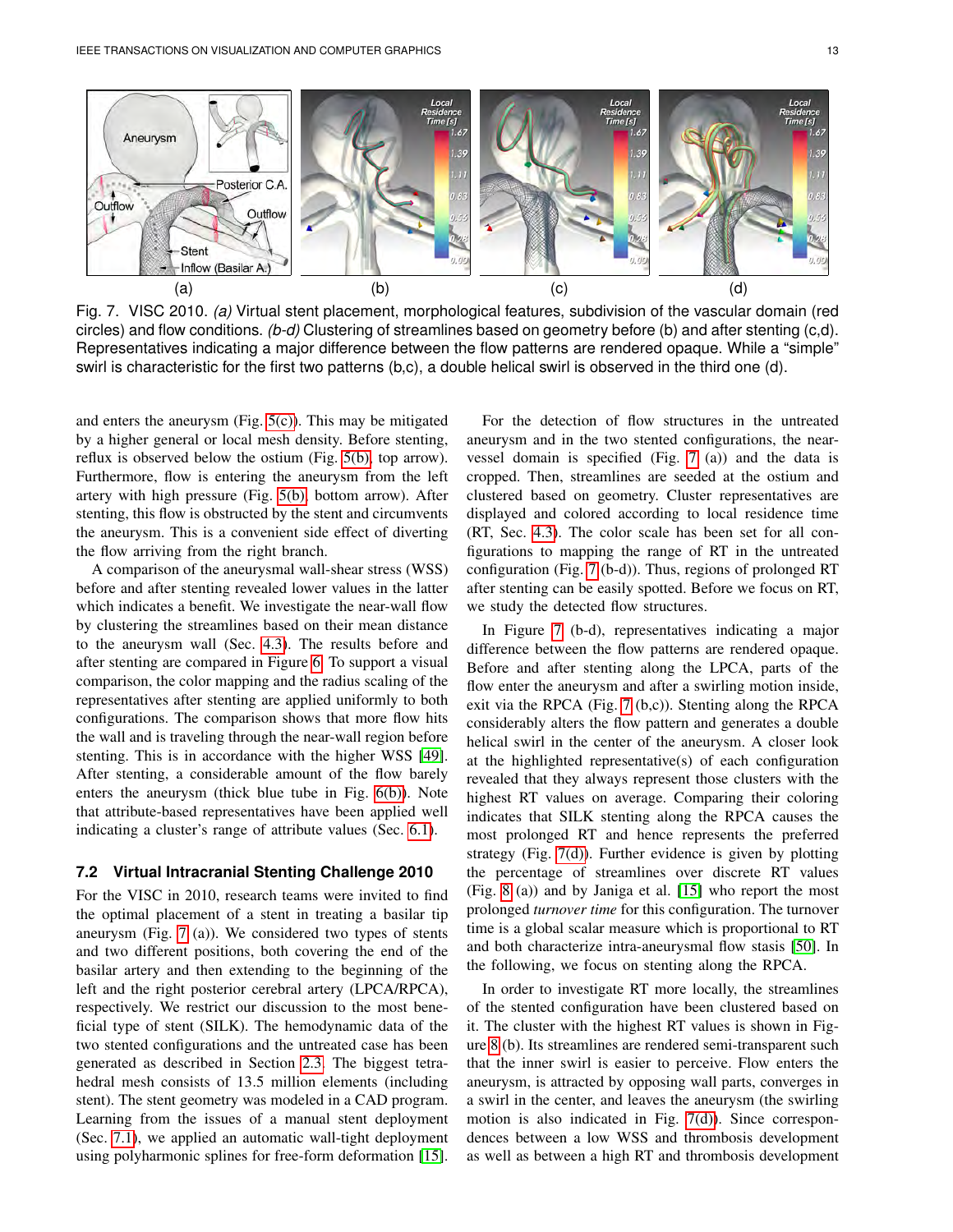Fig. 7. VISC 2010. *(a)* Virtual stent placement, morphological features, subdivision of the vascular domain (red circles) and flow conditions. *(b-d)* Clustering of streamlines based on geometry before (b) and after stenting (c,d). Representatives indicating a major difference between the flow patterns are rendered opaque. While a "simple" swirl is characteristic for the first two patterns (b,c), a double helical swirl is observed in the third one (d).

and enters the aneurysm (Fig. 5(c)). This may be mitigated by a higher general or local mesh density. Before stenting, reflux is observed below the ostium (Fig. 5(b), top arrow). Furthermore, flow is entering the aneurysm from the left artery with high pressure (Fig. 5(b), bottom arrow). After stenting, this flow is obstructed by the stent and circumvents the aneurysm. This is a convenient side effect of diverting the flow arriving from the right branch.

A comparison of the aneurysmal wall-shear stress (WSS) before and after stenting revealed lower values in the latter which indicates a benefit. We investigate the near-wall flow by clustering the streamlines based on their mean distance to the aneurysm wall (Sec. 4.3). The results before and after stenting are compared in Figure 6. To support a visual comparison, the color mapping and the radius scaling of the representatives after stenting are applied uniformly to both configurations. The comparison shows that more flow hits the wall and is traveling through the near-wall region before stenting. This is in accordance with the higher WSS [49]. After stenting, a considerable amount of the flow barely enters the aneurysm (thick blue tube in Fig. 6(b)). Note that attribute-based representatives have been applied well indicating a cluster's range of attribute values (Sec. 6.1).

## 7.2 Virtual Intracranial Stenting Challenge 2010

For the VISC in 2010, research teams were invited to find the optimal placement of a stent in treating a basilar tip aneurysm (Fig. 7 (a)). We considered two types of stents and two different positions, both covering the end of the basilar artery and then extending to the beginning of the left and the right posterior cerebral artery (LPCA/RPCA), respectively. We restrict our discussion to the most beneficial type of stent (SILK). The hemodynamic data of the two stented configurations and the untreated case has been generated as described in Section 2.3. The biggest tetrahedral mesh consists of 13.5 million elements (including stent). The stent geometry was modeled in a CAD program. Learning from the issues of a manual stent deployment (Sec. 7.1), we applied an automatic wall-tight deployment using polyharmonic splines for free-form deformation [15].

For the detection of flow structures in the untreated aneurysm and in the two stented configurations, the near-vessel domain is specified (Fig. 7 (a)) and the data is cropped. Then, streamlines are seeded at the ostium and clustered based on geometry. Cluster representatives are displayed and colored according to local residence time (RT, Sec. 4.3). The color scale has been set for all configurations to mapping the range of RT in the untreated configuration (Fig. 7 (b-d)). Thus, regions of prolonged RT after stenting can be easily spotted. Before we focus on RT, we study the detected flow structures.

In Figure 7 (b-d), representatives indicating a major difference between the flow patterns are rendered opaque. Before and after stenting along the LPCA, parts of the flow enter the aneurysm and after a swirling motion inside, exit via the RPCA (Fig. 7 (b,c)). Stenting along the RPCA considerably alters the flow pattern and generates a double helical swirl in the center of the aneurysm. A closer look at the highlighted representative(s) of each configuration revealed that they always represent those clusters with the highest RT values on average. Comparing their coloring indicates that SILK stenting along the RPCA causes the most prolonged RT and hence represents the preferred strategy (Fig. 7(d)). Further evidence is given by plotting the percentage of streamlines over discrete RT values (Fig. 8 (a)) and by Janiga et al. [15] who report the most prolonged *turnover time* for this configuration. The turnover time is a global scalar measure which is proportional to RT and both characterize intra-aneurysmal flow stasis [50]. In the following, we focus on stenting along the RPCA.

In order to investigate RT more locally, the streamlines of the stented configuration have been clustered based on it. The cluster with the highest RT values is shown in Figure 8 (b). Its streamlines are rendered semi-transparent such that the inner swirl is easier to perceive. Flow enters the aneurysm, is attracted by opposing wall parts, converges in a swirl in the center, and leaves the aneurysm (the swirling motion is also indicated in Fig. 7(d)). Since correspondences between a low WSS and thrombosis development as well as between a high RT and thrombosis development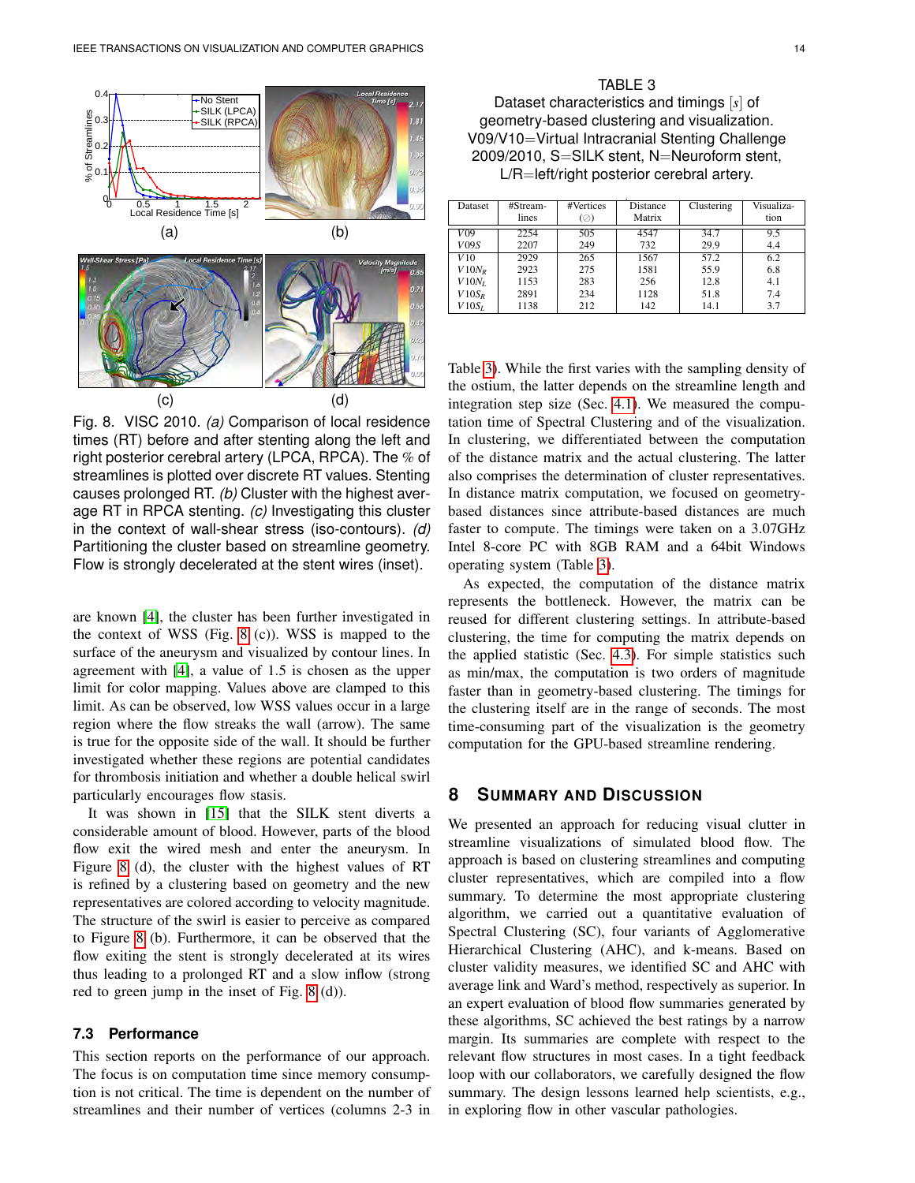Fig. 8. VISC 2010. *(a)* Comparison of local residence times (RT) before and after stenting along the left and right posterior cerebral artery (LPCA, RPCA). The % of streamlines is plotted over discrete RT values. Stenting causes prolonged RT. *(b)* Cluster with the highest average RT in RPCA stenting. *(c)* Investigating this cluster in the context of wall-shear stress (iso-contours). *(d)* Partitioning the cluster based on streamline geometry. Flow is strongly decelerated at the stent wires (inset).

are known [4], the cluster has been further investigated in the context of WSS (Fig. 8 (c)). WSS is mapped to the surface of the aneurysm and visualized by contour lines. In agreement with [4], a value of 1.5 is chosen as the upper limit for color mapping. Values above are clamped to this limit. As can be observed, low WSS values occur in a large region where the flow streaks the wall (arrow). The same is true for the opposite side of the wall. It should be further investigated whether these regions are potential candidates for thrombosis initiation and whether a double helical swirl particularly encourages flow stasis.

It was shown in [15] that the SILK stent diverts a considerable amount of blood. However, parts of the blood flow exit the wired mesh and enter the aneurysm. In Figure 8 (d), the cluster with the highest values of RT is refined by a clustering based on geometry and the new representatives are colored according to velocity magnitude. The structure of the swirl is easier to perceive as compared to Figure 8 (b). Furthermore, it can be observed that the flow exiting the stent is strongly decelerated at its wires thus leading to a prolonged RT and a slow inflow (strong red to green jump in the inset of Fig. 8 (d)).

### 7.3 Performance

This section reports on the performance of our approach. The focus is on computation time since memory consumption is not critical. The time is dependent on the number of streamlines and their number of vertices (columns 2-3 in Table 3). While the first varies with the sampling density of the ostium, the latter depends on the streamline length and integration step size (Sec. 4.1). We measured the computation time of Spectral Clustering and of the visualization. In clustering, we differentiated between the computation of the distance matrix and the actual clustering. The latter also comprises the determination of cluster representatives. In distance matrix computation, we focused on geometry-based distances since attribute-based distances are much faster to compute. The timings were taken on a 3.07GHz Intel 8-core PC with 8GB RAM and a 64bit Windows operating system (Table 3).

TABLE 3
Dataset characteristics and timings $[s]$ of geometry-based clustering and visualization. V09/V10=Virtual Intracranial Stenting Challenge 2009/2010, S=SILK stent, N=Neuroform stent, L/R=left/right posterior cerebral artery.

| Dataset | #Streamlines | #Vertices (⊘) | Distance Matrix | Clustering | Visualization |
|---|---|---|---|---|---|
| $V09$ | 2254 | 505 | 4547 | 34.7 | 9.5 |
| $V09S$ | 2207 | 249 | 732 | 29.9 | 4.4 |
| $V10$ | 2929 | 265 | 1567 | 57.2 | 6.2 |
| $V10N_R$ | 2923 | 275 | 1581 | 55.9 | 6.8 |
| $V10N_L$ | 1153 | 283 | 256 | 12.8 | 4.1 |
| $V10S_R$ | 2891 | 234 | 1128 | 51.8 | 7.4 |
| $V10S_L$ | 1138 | 212 | 142 | 14.1 | 3.7 |

As expected, the computation of the distance matrix represents the bottleneck. However, the matrix can be reused for different clustering settings. In attribute-based clustering, the time for computing the matrix depends on the applied statistic (Sec. 4.3). For simple statistics such as min/max, the computation is two orders of magnitude faster than in geometry-based clustering. The timings for the clustering itself are in the range of seconds. The most time-consuming part of the visualization is the geometry computation for the GPU-based streamline rendering.

## 8 Summary and Discussion

We presented an approach for reducing visual clutter in streamline visualizations of simulated blood flow. The approach is based on clustering streamlines and computing cluster representatives, which are compiled into a flow summary. To determine the most appropriate clustering algorithm, we carried out a quantitative evaluation of Spectral Clustering (SC), four variants of Agglomerative Hierarchical Clustering (AHC), and k-means. Based on cluster validity measures, we identified SC and AHC with average link and Ward's method, respectively as superior. In an expert evaluation of blood flow summaries generated by these algorithms, SC achieved the best ratings by a narrow margin. Its summaries are complete with respect to the relevant flow structures in most cases. In a tight feedback loop with our collaborators, we carefully designed the flow summary. The design lessons learned help scientists, e.g., in exploring flow in other vascular pathologies.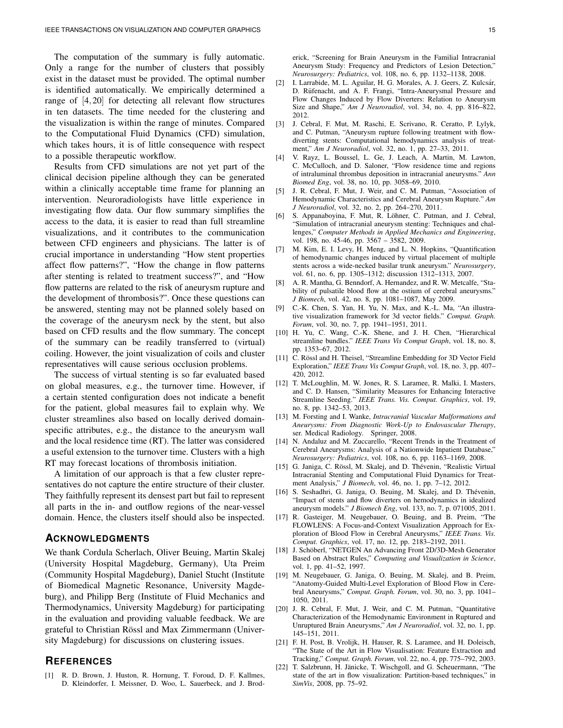The computation of the summary is fully automatic. Only a range for the number of clusters that possibly exist in the dataset must be provided. The optimal number is identified automatically. We empirically determined a range of $[4, 20]$ for detecting all relevant flow structures in ten datasets. The time needed for the clustering and the visualization is within the range of minutes. Compared to the Computational Fluid Dynamics (CFD) simulation, which takes hours, it is of little consequence with respect to a possible therapeutic workflow.

Results from CFD simulations are not yet part of the clinical decision pipeline although they can be generated within a clinically acceptable time frame for planning an intervention. Neuroradiologists have little experience in investigating flow data. Our flow summary simplifies the access to the data, it is easier to read than full streamline visualizations, and it contributes to the communication between CFD engineers and physicians. The latter is of crucial importance in understanding "How stent properties affect flow patterns?", "How the change in flow patterns after stenting is related to treatment success?", and "How flow patterns are related to the risk of aneurysm rupture and the development of thrombosis?". Once these questions can be answered, stenting may not be planned solely based on the coverage of the aneurysm neck by the stent, but also based on CFD results and the flow summary. The concept of the summary can be readily transferred to (virtual) coiling. However, the joint visualization of coils and cluster representatives will cause serious occlusion problems.

The success of virtual stenting is so far evaluated based on global measures, e.g., the turnover time. However, if a certain stented configuration does not indicate a benefit for the patient, global measures fail to explain why. We cluster streamlines also based on locally derived domain-specific attributes, e.g., the distance to the aneurysm wall and the local residence time (RT). The latter was considered a useful extension to the turnover time. Clusters with a high RT may forecast locations of thrombosis initiation.

A limitation of our approach is that a few cluster representatives do not capture the entire structure of their cluster. They faithfully represent its densest part but fail to represent all parts in the in- and outflow regions of the near-vessel domain. Hence, the clusters itself should also be inspected.

## Acknowledgments

We thank Cordula Scherlach, Oliver Beuing, Martin Skalej (University Hospital Magdeburg, Germany), Uta Preim (Community Hospital Magdeburg), Daniel Stucht (Institute of Biomedical Magnetic Resonance, University Magdeburg), and Philipp Berg (Institute of Fluid Mechanics and Thermodynamics, University Magdeburg) for participating in the evaluation and providing valuable feedback. We are grateful to Christian Rössl and Max Zimmermann (University Magdeburg) for discussions on clustering issues.

## References

[1] R. D. Brown, J. Huston, R. Hornung, T. Foroud, D. F. Kallmes, D. Kleindorfer, I. Meissner, D. Woo, L. Sauerbeck, and J. Broderick, "Screening for Brain Aneurysm in the Familial Intracranial Aneurysm Study: Frequency and Predictors of Lesion Detection," *Neurosurgery: Pediatrics*, vol. 108, no. 6, pp. 1132–1138, 2008.

[2] I. Larrabide, M. L. Aguilar, H. G. Morales, A. J. Geers, Z. Kulcsár, D. Rüfenacht, and A. F. Frangi, "Intra-Aneurysmal Pressure and Flow Changes Induced by Flow Diverters: Relation to Aneurysm Size and Shape," *Am J Neuroradiol*, vol. 34, no. 4, pp. 816–822, 2012.

[3] J. Cebral, F. Mut, M. Raschi, E. Scrivano, R. Ceratto, P. Lylyk, and C. Putman, "Aneurysm rupture following treatment with flow-diverting stents: Computational hemodynamics analysis of treatment," *Am J Neuroradiol*, vol. 32, no. 1, pp. 27–33, 2011.

[4] V. Rayz, L. Boussel, L. Ge, J. Leach, A. Martin, M. Lawton, C. McCulloch, and D. Saloner, "Flow residence time and regions of intraluminal thrombus deposition in intracranial aneurysms." *Ann Biomed Eng*, vol. 38, no. 10, pp. 3058–69, 2010.

[5] J. R. Cebral, F. Mut, J. Weir, and C. M. Putman, "Association of Hemodynamic Characteristics and Cerebral Aneurysm Rupture." *Am J Neuroradiol*, vol. 32, no. 2, pp. 264–270, 2011.

[6] S. Appanaboyina, F. Mut, R. Löhner, C. Putman, and J. Cebral, "Simulation of intracranial aneurysm stenting: Techniques and challenges," *Computer Methods in Applied Mechanics and Engineering*, vol. 198, no. 45-46, pp. 3567 – 3582, 2009.

[7] M. Kim, E. I. Levy, H. Meng, and L. N. Hopkins, "Quantification of hemodynamic changes induced by virtual placement of multiple stents across a wide-necked basilar trunk aneurysm." *Neurosurgery*, vol. 61, no. 6, pp. 1305–1312; discussion 1312–1313, 2007.

[8] A. R. Mantha, G. Benndorf, A. Hernandez, and R. W. Metcalfe, "Stability of pulsatile blood flow at the ostium of cerebral aneurysms." *J Biomech*, vol. 42, no. 8, pp. 1081–1087, May 2009.

[9] C.-K. Chen, S. Yan, H. Yu, N. Max, and K.-L. Ma, "An illustrative visualization framework for 3d vector fields." *Comput. Graph. Forum*, vol. 30, no. 7, pp. 1941–1951, 2011.

[10] H. Yu, C. Wang, C.-K. Shene, and J. H. Chen, "Hierarchical streamline bundles." *IEEE Trans Vis Comput Graph*, vol. 18, no. 8, pp. 1353–67, 2012.

[11] C. Rössl and H. Theisel, "Streamline Embedding for 3D Vector Field Exploration," *IEEE Trans Vis Comput Graph*, vol. 18, no. 3, pp. 407–420, 2012.

[12] T. McLoughlin, M. W. Jones, R. S. Laramee, R. Malki, I. Masters, and C. D. Hansen, "Similarity Measures for Enhancing Interactive Streamline Seeding." *IEEE Trans. Vis. Comput. Graphics*, vol. 19, no. 8, pp. 1342–53, 2013.

[13] M. Forsting and I. Wanke, *Intracranial Vascular Malformations and Aneurysms: From Diagnostic Work-Up to Endovascular Therapy*, ser. Medical Radiology. Springer, 2008.

[14] N. Andaluz and M. Zuccarello, "Recent Trends in the Treatment of Cerebral Aneurysms: Analysis of a Nationwide Inpatient Database," *Neurosurgery: Pediatrics*, vol. 108, no. 6, pp. 1163–1169, 2008.

[15] G. Janiga, C. Rössl, M. Skalej, and D. Thévenin, "Realistic Virtual Intracranial Stenting and Computational Fluid Dynamics for Treatment Analysis," *J Biomech*, vol. 46, no. 1, pp. 7–12, 2012.

[16] S. Seshadhri, G. Janiga, O. Beuing, M. Skalej, and D. Thévenin, "Impact of stents and flow diverters on hemodynamics in idealized aneurysm models." *J Biomech Eng*, vol. 133, no. 7, p. 071005, 2011.

[17] R. Gasteiger, M. Neugebauer, O. Beuing, and B. Preim, "The FLOWLENS: A Focus-and-Context Visualization Approach for Exploration of Blood Flow in Cerebral Aneurysms," *IEEE Trans. Vis. Comput. Graphics*, vol. 17, no. 12, pp. 2183–2192, 2011.

[18] J. Schöberl, "NETGEN An Advancing Front 2D/3D-Mesh Generator Based on Abstract Rules," *Computing and Visualization in Science*, vol. 1, pp. 41–52, 1997.

[19] M. Neugebauer, G. Janiga, O. Beuing, M. Skalej, and B. Preim, "Anatomy-Guided Multi-Level Exploration of Blood Flow in Cerebral Aneurysms," *Comput. Graph. Forum*, vol. 30, no. 3, pp. 1041–1050, 2011.

[20] J. R. Cebral, F. Mut, J. Weir, and C. M. Putman, "Quantitative Characterization of the Hemodynamic Environment in Ruptured and Unruptured Brain Aneurysms," *Am J Neuroradiol*, vol. 32, no. 1, pp. 145–151, 2011.

[21] F. H. Post, B. Vrolijk, H. Hauser, R. S. Laramee, and H. Doleisch, "The State of the Art in Flow Visualisation: Feature Extraction and Tracking," *Comput. Graph. Forum*, vol. 22, no. 4, pp. 775–792, 2003.

[22] T. Salzbrunn, H. Jänicke, T. Wischgoll, and G. Scheuermann, "The state of the art in flow visualization: Partition-based techniques," in *SimVis*, 2008, pp. 75–92.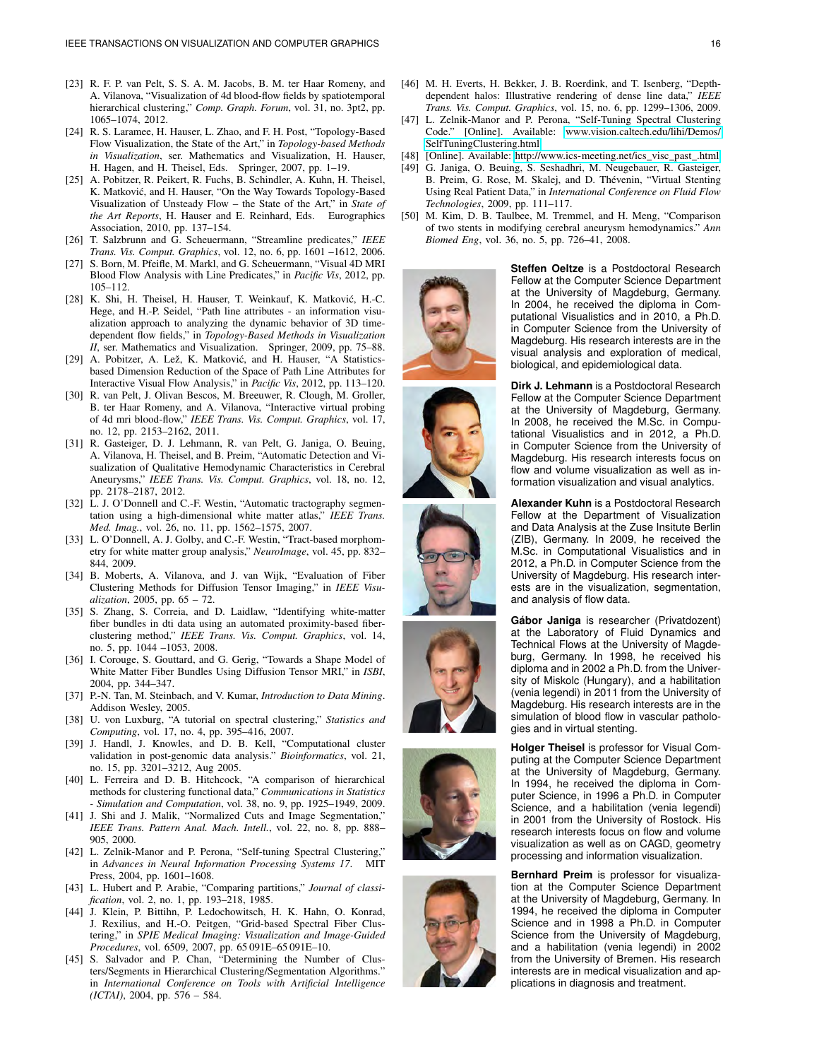[23] R. F. P. van Pelt, S. S. A. M. Jacobs, B. M. ter Haar Romeny, and A. Vilanova, "Visualization of 4d blood-flow fields by spatiotemporal hierarchical clustering," *Comp. Graph. Forum*, vol. 31, no. 3pt2, pp. 1065–1074, 2012.

[24] R. S. Laramee, H. Hauser, L. Zhao, and F. H. Post, "Topology-Based Flow Visualization, the State of the Art," in *Topology-based Methods in Visualization*, ser. Mathematics and Visualization, H. Hauser, H. Hagen, and H. Theisel, Eds. Springer, 2007, pp. 1–19.

[25] A. Pobitzer, R. Peikert, R. Fuchs, B. Schindler, A. Kuhn, H. Theisel, K. Matković, and H. Hauser, "On the Way Towards Topology-Based Visualization of Unsteady Flow – the State of the Art," in *State of the Art Reports*, H. Hauser and E. Reinhard, Eds. Eurographics Association, 2010, pp. 137–154.

[26] T. Salzbrunn and G. Scheuermann, "Streamline predicates," *IEEE Trans. Vis. Comput. Graphics*, vol. 12, no. 6, pp 1601 –1612, 2006.

[27] S. Born, M. Pfeifle, M. Markl, and G. Scheuermann, "Visual 4D MRI Blood Flow Analysis with Line Predicates," in *Pacific Vis*, 2012, pp. 105–112.

[28] K. Shi, H. Theisel, H. Hauser, T. Weinkauf, K. Matković, H.-C. Hege, and H.-P. Seidel, "Path line attributes - an information visualization approach to analyzing the dynamic behavior of 3D time-dependent flow fields," in *Topology-Based Methods in Visualization II*, ser. Mathematics and Visualization. Springer, 2009, pp. 75–88.

[29] A. Pobitzer, A. Lež, K. Matković, and H. Hauser, "A Statistics-based Dimension Reduction of the Space of Path Line Attributes for Interactive Visual Flow Analysis," in *Pacific Vis*, 2012, pp. 113–120.

[30] R. van Pelt, J. Olivan Bescos, M. Breeuwer, R. Clough, M. Groller, B. ter Haar Romeny, and A. Vilanova, "Interactive virtual probing of 4d mri blood-flow," *IEEE Trans. Vis. Comput. Graphics*, vol. 17, no. 12, pp. 2153–2162, 2011.

[31] R. Gasteiger, D. J. Lehmann, R. van Pelt, G. Janiga, O. Beuing, A. Vilanova, H. Theisel, and B. Preim, "Automatic Detection and Visualization of Qualitative Hemodynamic Characteristics in Cerebral Aneurysms," *IEEE Trans. Vis. Comput. Graphics*, vol. 18, no. 12, pp. 2178–2187, 2012.

[32] L. J. O'Donnell and C.-F. Westin, "Automatic tractography segmentation using a high-dimensional white matter atlas," *IEEE Trans. Med. Imag.*, vol. 26, no. 11, pp. 1562–1575, 2007.

[33] L. O'Donnell, A. J. Golby, and C.-F. Westin, "Tract-based morphometry for white matter group analysis," *NeuroImage*, vol. 45, pp. 832–844, 2009.

[34] B. Moberts, A. Vilanova, and J. van Wijk, "Evaluation of Fiber Clustering Methods for Diffusion Tensor Imaging," in *IEEE Visualization*, 2005, pp. 65 – 72.

[35] S. Zhang, S. Correia, and D. Laidlaw, "Identifying white-matter fiber bundles in dti data using an automated proximity-based fiber-clustering method," *IEEE Trans. Vis. Comput. Graphics*, vol. 14, no. 5, pp. 1044 –1053, 2008.

[36] I. Corouge, S. Gouttard, and G. Gerig, "Towards a Shape Model of White Matter Fiber Bundles Using Diffusion Tensor MRI," in *ISBI*, 2004, pp. 344–347.

[37] P.-N. Tan, M. Steinbach, and V. Kumar, *Introduction to Data Mining*. Addison Wesley, 2005.

[38] U. von Luxburg, "A tutorial on spectral clustering," *Statistics and Computing*, vol. 17, no. 4, pp. 395–416, 2007.

[39] J. Handl, J. Knowles, and D. B. Kell, "Computational cluster validation in post-genomic data analysis." *Bioinformatics*, vol. 21, no. 15, pp. 3201–3212, Aug 2005.

[40] L. Ferreira and D. B. Hitchcock, "A comparison of hierarchical methods for clustering functional data," *Communications in Statistics - Simulation and Computation*, vol. 38, no. 9, pp. 1925–1949, 2009.

[41] J. Shi and J. Malik, "Normalized Cuts and Image Segmentation," *IEEE Trans. Pattern Anal. Mach. Intell.*, vol. 22, no. 8, pp. 888–905, 2000.

[42] L. Zelnik-Manor and P. Perona, "Self-tuning Spectral Clustering," in *Advances in Neural Information Processing Systems 17*. MIT Press, 2004, pp. 1601–1608.

[43] L. Hubert and P. Arabie, "Comparing partitions," *Journal of classification*, vol. 2, no. 1, pp. 193–218, 1985.

[44] J. Klein, P. Bittihn, P. Ledochowitsch, H. K. Hahn, O. Konrad, J. Rexilius, and H.-O. Peitgen, "Grid-based Spectral Fiber Clustering," in *SPIE Medical Imaging: Visualization and Image-Guided Procedures*, vol. 6509, 2007, pp. 65 091E–65 091E–10.

[45] S. Salvador and P. Chan, "Determining the Number of Clusters/Segments in Hierarchical Clustering/Segmentation Algorithms." in *International Conference on Tools with Artificial Intelligence (ICTAI)*, 2004, pp. 576 – 584.

[46] M. H. Everts, H. Bekker, J. B. Roerdink, and T. Isenberg, "Depth-dependent halos: Illustrative rendering of dense line data," *IEEE Trans. Vis. Comput. Graphics*, vol. 15, no. 6, pp. 1299–1306, 2009.

[47] L. Zelnik-Manor and P. Perona, "Self-Tuning Spectral Clustering Code." [Online]. Available: www.vision.caltech.edu/lihi/Demos/SelfTuningClustering.html

[48] [Online]. Available: http://www.ics-meeting.net/ics_visc_past_.html

[49] G. Janiga, O. Beuing, S. Seshadhri, M. Neugebauer, R. Gasteiger, B. Preim, G. Rose, M. Skalej, and D. Thévenin, "Virtual Stenting Using Real Patient Data," in *International Conference on Fluid Flow Technologies*, 2009, pp. 111–117.

[50] M. Kim, D. B. Taulbee, M. Tremmel, and H. Meng, "Comparison of two stents in modifying cerebral aneurysm hemodynamics." *Ann Biomed Eng*, vol. 36, no. 5, pp. 726–41, 2008.

**Steffen Oeltze** is a Postdoctoral Research Fellow at the Computer Science Department at the University of Magdeburg, Germany. In 2004, he received the diploma in Computational Visualistics and in 2010, a Ph.D. in Computer Science from the University of Magdeburg. His research interests are in the visual analysis and exploration of medical, biological, and epidemiological data.

**Dirk J. Lehmann** is a Postdoctoral Research Fellow at the Computer Science Department at the University of Magdeburg, Germany. In 2008, he received the diploma in Computational Visualistics and in 2012, a Ph.D. in Computer Science from the University of Magdeburg. His research interests focus on flow and volume visualization as well as information visualization and visual analytics.

**Alexander Kuhn** is a Postdoctoral Research Fellow at the Department of Visualization and Data Analysis at the Zuse Insitute Berlin (ZIB), Germany. In 2009, he received the M.Sc. in Computational Visualistics and in 2012, a Ph.D. in Computer Science from the University of Magdeburg. His research interests are in the visualization, segmentation, and analysis of flow data.

**Gábor Janiga** is researcher (Privatdozent) at the Laboratory of Fluid Dynamics and Technical Flows at the University of Magdeburg, Germany. In 1998, he received his diploma and in 2002 a Ph.D. from the University of Miskolc (Hungary), and a habilitation (venia legendi) in 2011 from the University of Magdeburg. His research interests are in the simulation of blood flow in vascular pathologies and in virtual stenting.

**Holger Theisel** is professor for Visual Computing at the Computer Science Department at the University of Magdeburg, Germany. In 1994, he received the diploma in Computer Science, in 1996 a Ph.D. in Computer Science, and a habilitation (venia legendi) in 2001 from the University of Rostock. His research interests focus on flow and volume visualization as well as on CAGD, geometry processing and information visualization.

**Bernhard Preim** is professor for visualization at the Computer Science Department at the University of Magdeburg, Germany. In 1994, he received the diploma in Computer Science and in 1998 a Ph.D. in Computer Science from the University of Magdeburg, and a habilitation (venia legendi) in 2002 from the University of Bremen. His research interests are in medical visualization and applications in diagnosis and treatment.